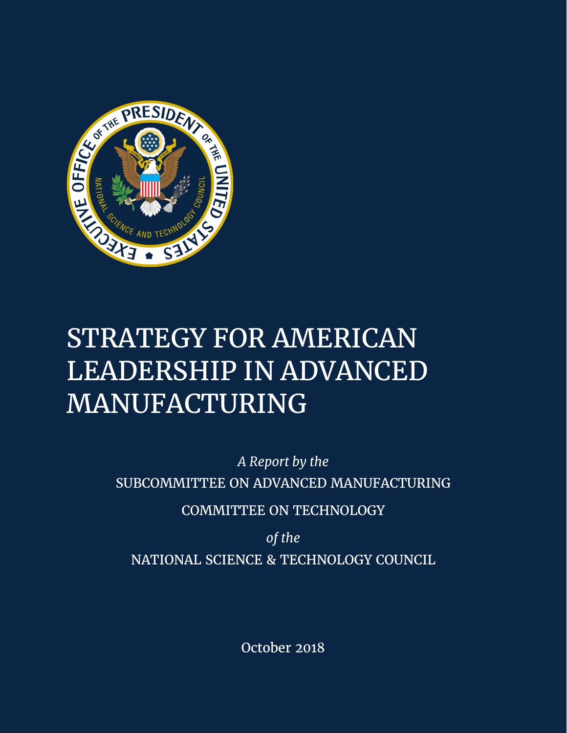# STRATEGY FOR AMERICAN LEADERSHIP IN ADVANCED MANUFACTURING

*A Report by the*

SUBCOMMITTEE ON ADVANCED MANUFACTURING

COMMITTEE ON TECHNOLOGY

*of the*

NATIONAL SCIENCE & TECHNOLOGY COUNCIL

October 2018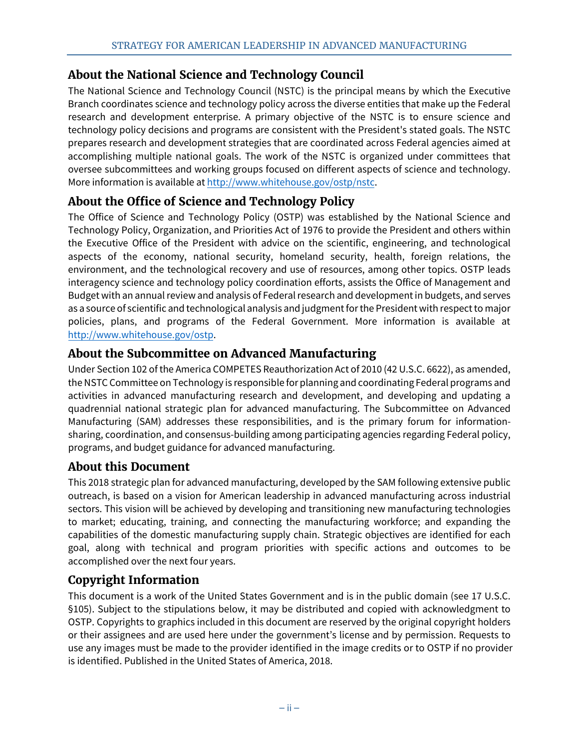## About the National Science and Technology Council

The National Science and Technology Council (NSTC) is the principal means by which the Executive Branch coordinates science and technology policy across the diverse entities that make up the Federal research and development enterprise. A primary objective of the NSTC is to ensure science and technology policy decisions and programs are consistent with the President's stated goals. The NSTC prepares research and development strategies that are coordinated across Federal agencies aimed at accomplishing multiple national goals. The work of the NSTC is organized under committees that oversee subcommittees and working groups focused on different aspects of science and technology. More information is available at http://www.whitehouse.gov/ostp/nstc.

## About the Office of Science and Technology Policy

The Office of Science and Technology Policy (OSTP) was established by the National Science and Technology Policy, Organization, and Priorities Act of 1976 to provide the President and others within the Executive Office of the President with advice on the scientific, engineering, and technological aspects of the economy, national security, homeland security, health, foreign relations, the environment, and the technological recovery and use of resources, among other topics. OSTP leads interagency science and technology policy coordination efforts, assists the Office of Management and Budget with an annual review and analysis of Federal research and development in budgets, and serves as a source of scientific and technological analysis and judgment for the President with respect to major policies, plans, and programs of the Federal Government. More information is available at http://www.whitehouse.gov/ostp.

## About the Subcommittee on Advanced Manufacturing

Under Section 102 of the America COMPETES Reauthorization Act of 2010 (42 U.S.C. 6622), as amended, the NSTC Committee on Technology is responsible for planning and coordinating Federal programs and activities in advanced manufacturing research and development, and developing and updating a quadrennial national strategic plan for advanced manufacturing. The Subcommittee on Advanced Manufacturing (SAM) addresses these responsibilities, and is the primary forum for information-sharing, coordination, and consensus-building among participating agencies regarding Federal policy, programs, and budget guidance for advanced manufacturing.

## About this Document

This 2018 strategic plan for advanced manufacturing, developed by the SAM following extensive public outreach, is based on a vision for American leadership in advanced manufacturing across industrial sectors. This vision will be achieved by developing and transitioning new manufacturing technologies to market; educating, training, and connecting the manufacturing workforce; and expanding the capabilities of the domestic manufacturing supply chain. Strategic objectives are identified for each goal, along with technical and program priorities with specific actions and outcomes to be accomplished over the next four years.

## Copyright Information

This document is a work of the United States Government and is in the public domain (see 17 U.S.C. §105). Subject to the stipulations below, it may be distributed and copied with acknowledgment to OSTP. Copyrights to graphics included in this document are reserved by the original copyright holders or their assignees and are used here under the government's license and by permission. Requests to use any images must be made to the provider identified in the image credits or to OSTP if no provider is identified. Published in the United States of America, 2018.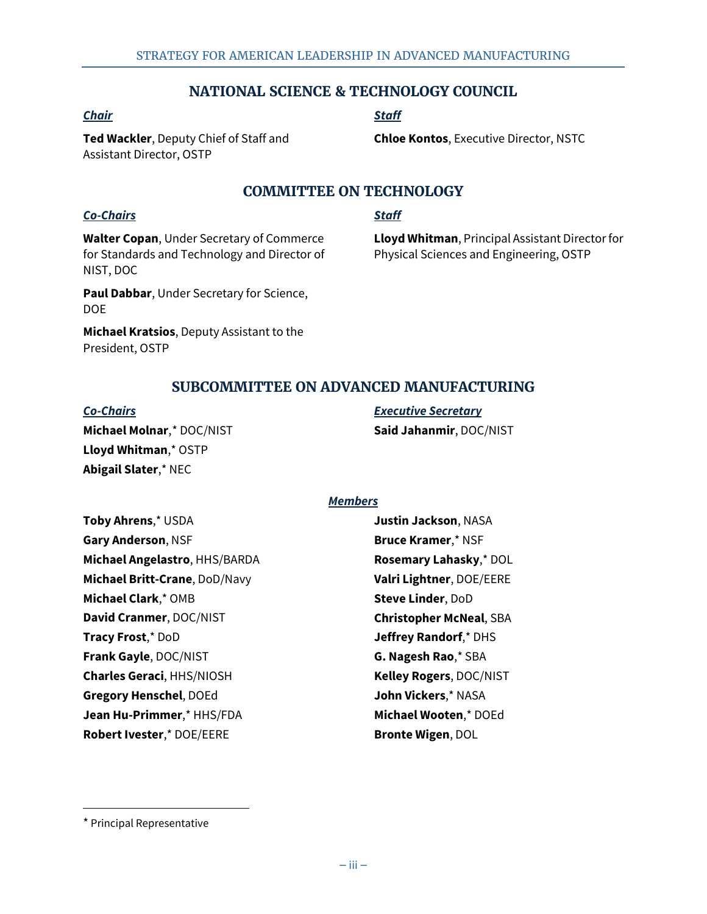## NATIONAL SCIENCE & TECHNOLOGY COUNCIL

***Chair***

**Ted Wackler**, Deputy Chief of Staff and Assistant Director, OSTP

***Staff***

**Chloe Kontos**, Executive Director, NSTC

## COMMITTEE ON TECHNOLOGY

***Co-Chairs***

**Walter Copan**, Under Secretary of Commerce for Standards and Technology and Director of NIST, DOC

**Paul Dabbar**, Under Secretary for Science, DOE

**Michael Kratsios**, Deputy Assistant to the President, OSTP

***Staff***

**Lloyd Whitman**, Principal Assistant Director for Physical Sciences and Engineering, OSTP

## SUBCOMMITTEE ON ADVANCED MANUFACTURING

***Co-Chairs***

**Michael Molnar**,* DOC/NIST
**Lloyd Whitman**,* OSTP
**Abigail Slater**,* NEC

***Executive Secretary***

**Said Jahanmir**, DOC/NIST

***Members***

**Toby Ahrens**,* USDA
**Gary Anderson**, NSF
**Michael Angelastro**, HHS/BARDA
**Michael Britt-Crane**, DoD/Navy
**Michael Clark**,* OMB
**David Cranmer**, DOC/NIST
**Tracy Frost**,* DoD
**Frank Gayle**, DOC/NIST
**Charles Geraci**, HHS/NIOSH
**Gregory Henschel**, DOEd
**Jean Hu-Primmer**,* HHS/FDA
**Robert Ivester**,* DOE/EERE
**Justin Jackson**, NASA
**Bruce Kramer**,* NSF
**Rosemary Lahasky**,* DOL
**Valri Lightner**, DOE/EERE
**Steve Linder**, DoD
**Christopher McNeal**, SBA
**Jeffrey Randorf**,* DHS
**G. Nagesh Rao**,* SBA
**Kelley Rogers**, DOC/NIST
**John Vickers**,* NASA
**Michael Wooten**,* DOEd
**Bronte Wigen**, DOL

---

* Principal Representative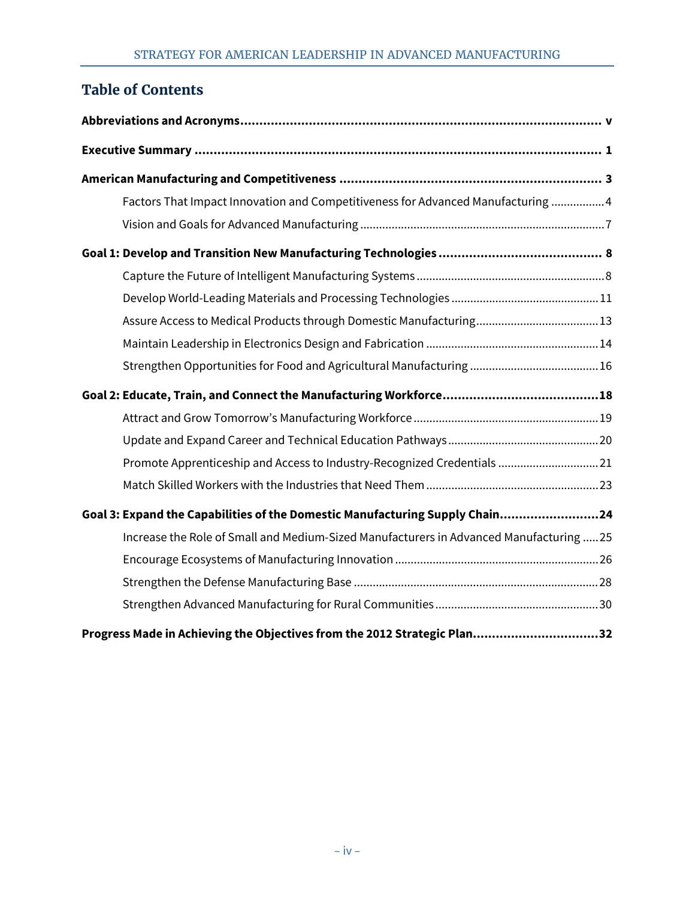## Table of Contents

**Abbreviations and Acronyms** ..... v

**Executive Summary** ..... 1

**American Manufacturing and Competitiveness** ..... 3

- Factors That Impact Innovation and Competitiveness for Advanced Manufacturing ..... 4
- Vision and Goals for Advanced Manufacturing ..... 7

**Goal 1: Develop and Transition New Manufacturing Technologies** ..... 8

- Capture the Future of Intelligent Manufacturing Systems ..... 8
- Develop World-Leading Materials and Processing Technologies ..... 11
- Assure Access to Medical Products through Domestic Manufacturing ..... 13
- Maintain Leadership in Electronics Design and Fabrication ..... 14
- Strengthen Opportunities for Food and Agricultural Manufacturing ..... 16

**Goal 2: Educate, Train, and Connect the Manufacturing Workforce** ..... 18

- Attract and Grow Tomorrow's Manufacturing Workforce ..... 19
- Update and Expand Career and Technical Education Pathways ..... 20
- Promote Apprenticeship and Access to Industry-Recognized Credentials ..... 21
- Match Skilled Workers with the Industries that Need Them ..... 23

**Goal 3: Expand the Capabilities of the Domestic Manufacturing Supply Chain** ..... 24

- Increase the Role of Small and Medium-Sized Manufacturers in Advanced Manufacturing ..... 25
- Encourage Ecosystems of Manufacturing Innovation ..... 26
- Strengthen the Defense Manufacturing Base ..... 28
- Strengthen Advanced Manufacturing for Rural Communities ..... 30

**Progress Made in Achieving the Objectives from the 2012 Strategic Plan** ..... 32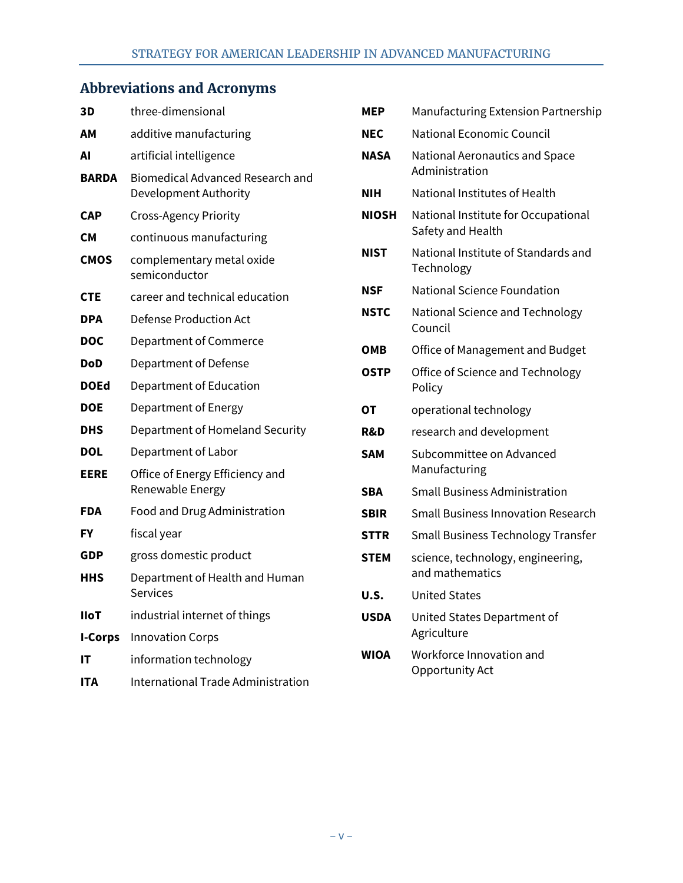## Abbreviations and Acronyms

| | |
|---|---|
| **3D** | three-dimensional |
| **AM** | additive manufacturing |
| **AI** | artificial intelligence |
| **BARDA** | Biomedical Advanced Research and Development Authority |
| **CAP** | Cross-Agency Priority |
| **CM** | continuous manufacturing |
| **CMOS** | complementary metal oxide semiconductor |
| **CTE** | career and technical education |
| **DPA** | Defense Production Act |
| **DOC** | Department of Commerce |
| **DoD** | Department of Defense |
| **DOEd** | Department of Education |
| **DOE** | Department of Energy |
| **DHS** | Department of Homeland Security |
| **DOL** | Department of Labor |
| **EERE** | Office of Energy Efficiency and Renewable Energy |
| **FDA** | Food and Drug Administration |
| **FY** | fiscal year |
| **GDP** | gross domestic product |
| **HHS** | Department of Health and Human Services |
| **IIoT** | industrial internet of things |
| **I-Corps** | Innovation Corps |
| **IT** | information technology |
| **ITA** | International Trade Administration |
| **MEP** | Manufacturing Extension Partnership |
| **NEC** | National Economic Council |
| **NASA** | National Aeronautics and Space Administration |
| **NIH** | National Institutes of Health |
| **NIOSH** | National Institute for Occupational Safety and Health |
| **NIST** | National Institute of Standards and Technology |
| **NSF** | National Science Foundation |
| **NSTC** | National Science and Technology Council |
| **OMB** | Office of Management and Budget |
| **OSTP** | Office of Science and Technology Policy |
| **OT** | operational technology |
| **R&D** | research and development |
| **SAM** | Subcommittee on Advanced Manufacturing |
| **SBA** | Small Business Administration |
| **SBIR** | Small Business Innovation Research |
| **STTR** | Small Business Technology Transfer |
| **STEM** | science, technology, engineering, and mathematics |
| **U.S.** | United States |
| **USDA** | United States Department of Agriculture |
| **WIOA** | Workforce Innovation and Opportunity Act |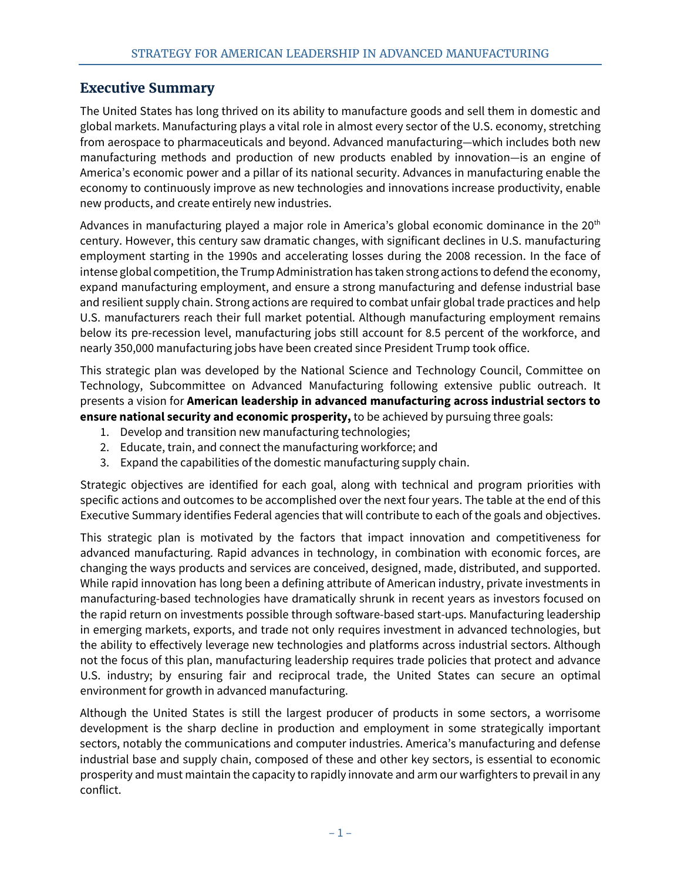## Executive Summary

The United States has long thrived on its ability to manufacture goods and sell them in domestic and global markets. Manufacturing plays a vital role in almost every sector of the U.S. economy, stretching from aerospace to pharmaceuticals and beyond. Advanced manufacturing—which includes both new manufacturing methods and production of new products enabled by innovation—is an engine of America's economic power and a pillar of its national security. Advances in manufacturing enable the economy to continuously improve as new technologies and innovations increase productivity, enable new products, and create entirely new industries.

Advances in manufacturing played a major role in America's global economic dominance in the 20th century. However, this century saw dramatic changes, with significant declines in U.S. manufacturing employment starting in the 1990s and accelerating losses during the 2008 recession. In the face of intense global competition, the Trump Administration has taken strong actions to defend the economy, expand manufacturing employment, and ensure a strong manufacturing and defense industrial base and resilient supply chain. Strong actions are required to combat unfair global trade practices and help U.S. manufacturers reach their full market potential. Although manufacturing employment remains below its pre-recession level, manufacturing jobs still account for 8.5 percent of the workforce, and nearly 350,000 manufacturing jobs have been created since President Trump took office.

This strategic plan was developed by the National Science and Technology Council, Committee on Technology, Subcommittee on Advanced Manufacturing following extensive public outreach. It presents a vision for **American leadership in advanced manufacturing across industrial sectors to ensure national security and economic prosperity,** to be achieved by pursuing three goals:

1. Develop and transition new manufacturing technologies;
2. Educate, train, and connect the manufacturing workforce; and
3. Expand the capabilities of the domestic manufacturing supply chain.

Strategic objectives are identified for each goal, along with technical and program priorities with specific actions and outcomes to be accomplished over the next four years. The table at the end of this Executive Summary identifies Federal agencies that will contribute to each of the goals and objectives.

This strategic plan is motivated by the factors that impact innovation and competitiveness for advanced manufacturing. Rapid advances in technology, in combination with economic forces, are changing the ways products and services are conceived, designed, made, distributed, and supported. While rapid innovation has long been a defining attribute of American industry, private investments in manufacturing-based technologies have dramatically shrunk in recent years as investors focused on the rapid return on investments possible through software-based start-ups. Manufacturing leadership in emerging markets, exports, and trade not only requires investment in advanced technologies, but the ability to effectively leverage new technologies and platforms across industrial sectors. Although not the focus of this plan, manufacturing leadership requires trade policies that protect and advance U.S. industry; by ensuring fair and reciprocal trade, the United States can secure an optimal environment for growth in advanced manufacturing.

Although the United States is still the largest producer of products in some sectors, a worrisome development is the sharp decline in production and employment in some strategically important sectors, notably the communications and computer industries. America's manufacturing and defense industrial base and supply chain, composed of these and other key sectors, is essential to economic prosperity and must maintain the capacity to rapidly innovate and arm our warfighters to prevail in any conflict.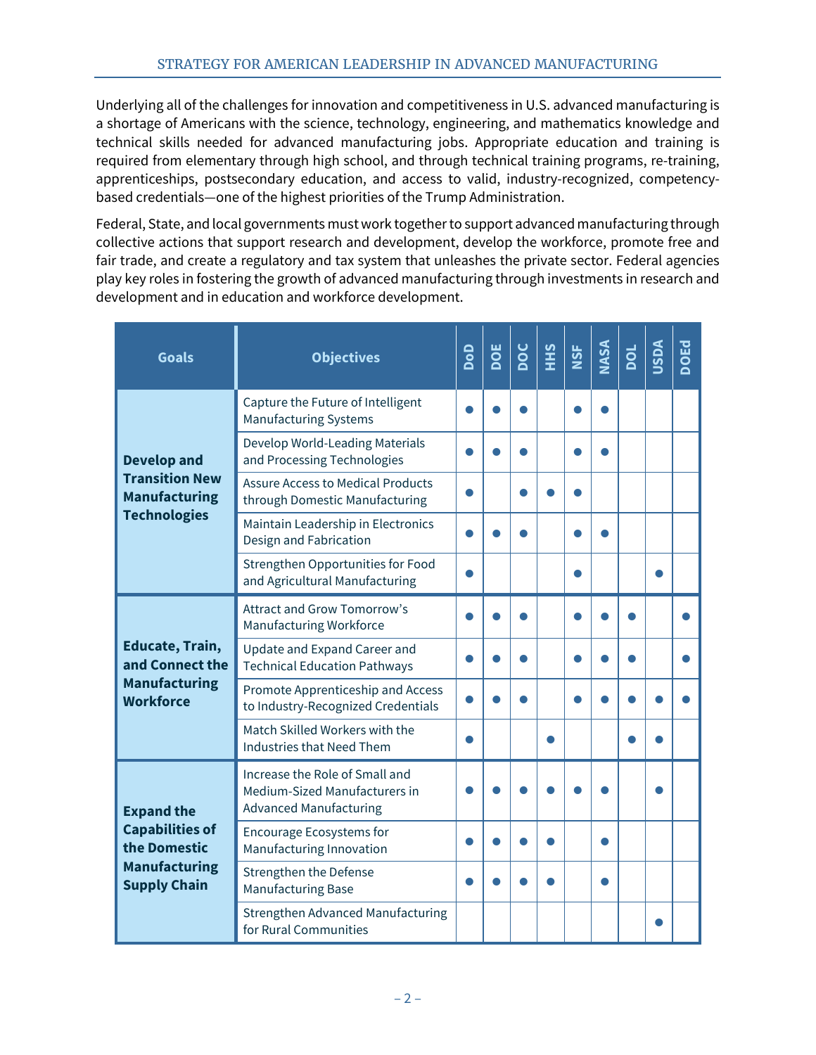Underlying all of the challenges for innovation and competitiveness in U.S. advanced manufacturing is a shortage of Americans with the science, technology, engineering, and mathematics knowledge and technical skills needed for advanced manufacturing jobs. Appropriate education and training is required from elementary through high school, and through technical training programs, re-training, apprenticeships, postsecondary education, and access to valid, industry-recognized, competency-based credentials—one of the highest priorities of the Trump Administration.

Federal, State, and local governments must work together to support advanced manufacturing through collective actions that support research and development, develop the workforce, promote free and fair trade, and create a regulatory and tax system that unleashes the private sector. Federal agencies play key roles in fostering the growth of advanced manufacturing through investments in research and development and in education and workforce development.

| Goals | Objectives | DoD | DOE | DOC | HHS | NSF | NASA | DOL | USDA | DOEd |
|---|---|---|---|---|---|---|---|---|---|---|
| **Develop and Transition New Manufacturing Technologies** | Capture the Future of Intelligent Manufacturing Systems | ● | ● | ● | | ● | ● | | | |
| | Develop World-Leading Materials and Processing Technologies | ● | ● | ● | | ● | ● | | | |
| | Assure Access to Medical Products through Domestic Manufacturing | ● | | ● | ● | ● | | | | |
| | Maintain Leadership in Electronics Design and Fabrication | ● | ● | ● | | ● | ● | | | |
| | Strengthen Opportunities for Food and Agricultural Manufacturing | ● | | | | ● | | | ● | |
| **Educate, Train, and Connect the Manufacturing Workforce** | Attract and Grow Tomorrow's Manufacturing Workforce | ● | ● | ● | | ● | ● | ● | | ● |
| | Update and Expand Career and Technical Education Pathways | ● | ● | ● | | ● | ● | ● | | ● |
| | Promote Apprenticeship and Access to Industry-Recognized Credentials | ● | ● | ● | | ● | ● | ● | ● | ● |
| | Match Skilled Workers with the Industries that Need Them | ● | | | ● | | | ● | ● | |
| **Expand the Capabilities of the Domestic Manufacturing Supply Chain** | Increase the Role of Small and Medium-Sized Manufacturers in Advanced Manufacturing | ● | ● | ● | ● | ● | ● | | ● | |
| | Encourage Ecosystems for Manufacturing Innovation | ● | ● | ● | ● | | ● | | | |
| | Strengthen the Defense Manufacturing Base | ● | ● | ● | ● | | ● | | | |
| | Strengthen Advanced Manufacturing for Rural Communities | | | | | | | | ● | |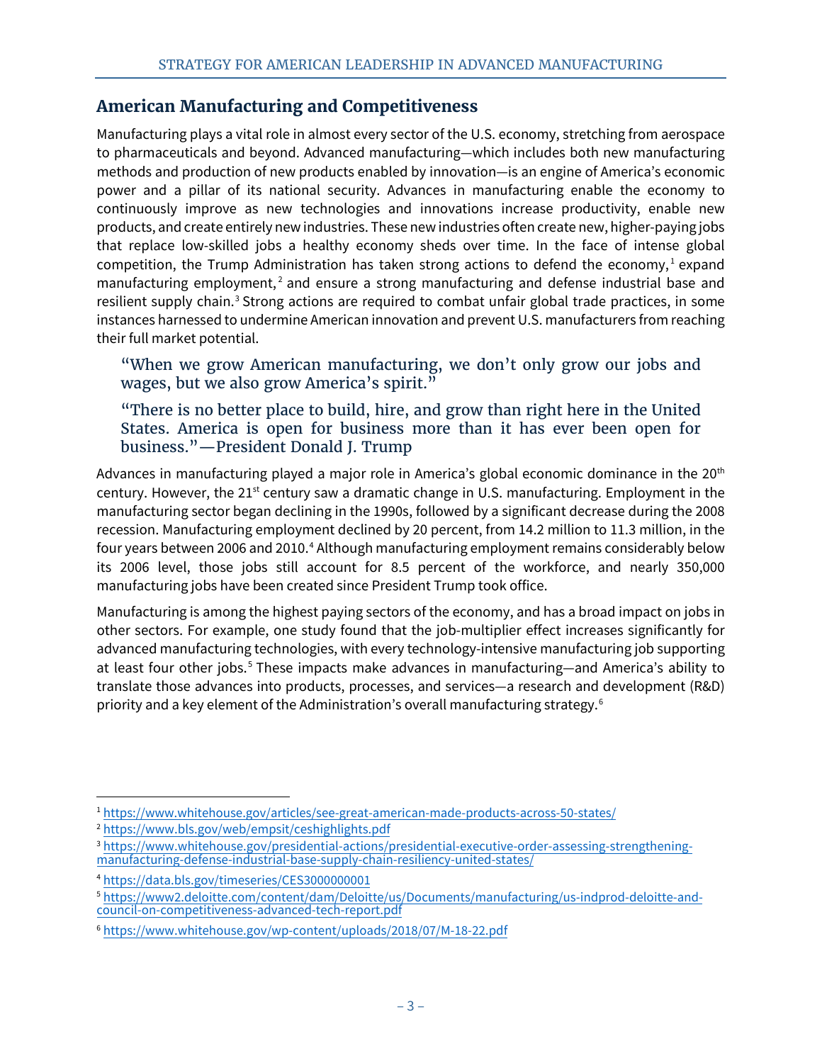## American Manufacturing and Competitiveness

Manufacturing plays a vital role in almost every sector of the U.S. economy, stretching from aerospace to pharmaceuticals and beyond. Advanced manufacturing—which includes both new manufacturing methods and production of new products enabled by innovation—is an engine of America's economic power and a pillar of its national security. Advances in manufacturing enable the economy to continuously improve as new technologies and innovations increase productivity, enable new products, and create entirely new industries. These new industries often create new, higher-paying jobs that replace low-skilled jobs a healthy economy sheds over time. In the face of intense global competition, the Trump Administration has taken strong actions to defend the economy,[1] expand manufacturing employment,[2] and ensure a strong manufacturing and defense industrial base and resilient supply chain.[3] Strong actions are required to combat unfair global trade practices, in some instances harnessed to undermine American innovation and prevent U.S. manufacturers from reaching their full market potential.

> "When we grow American manufacturing, we don't only grow our jobs and wages, but we also grow America's spirit."
>
> "There is no better place to build, hire, and grow than right here in the United States. America is open for business more than it has ever been open for business."—President Donald J. Trump

Advances in manufacturing played a major role in America's global economic dominance in the 20th century. However, the 21st century saw a dramatic change in U.S. manufacturing. Employment in the manufacturing sector began declining in the 1990s, followed by a significant decrease during the 2008 recession. Manufacturing employment declined by 20 percent, from 14.2 million to 11.3 million, in the four years between 2006 and 2010.[4] Although manufacturing employment remains considerably below its 2006 level, those jobs still account for 8.5 percent of the workforce, and nearly 350,000 manufacturing jobs have been created since President Trump took office.

Manufacturing is among the highest paying sectors of the economy, and has a broad impact on jobs in other sectors. For example, one study found that the job-multiplier effect increases significantly for advanced manufacturing technologies, with every technology-intensive manufacturing job supporting at least four other jobs.[5] These impacts make advances in manufacturing—and America's ability to translate those advances into products, processes, and services—a research and development (R&D) priority and a key element of the Administration's overall manufacturing strategy.[6]

---

[1] https://www.whitehouse.gov/articles/see-great-american-made-products-across-50-states/

[2] https://www.bls.gov/web/empsit/ceshighlights.pdf

[3] https://www.whitehouse.gov/presidential-actions/presidential-executive-order-assessing-strengthening-manufacturing-defense-industrial-base-supply-chain-resiliency-united-states/

[4] https://data.bls.gov/timeseries/CES3000000001

[5] https://www2.deloitte.com/content/dam/Deloitte/us/Documents/manufacturing/us-indprod-deloitte-and-council-on-competitiveness-advanced-tech-report.pdf

[6] https://www.whitehouse.gov/wp-content/uploads/2018/07/M-18-22.pdf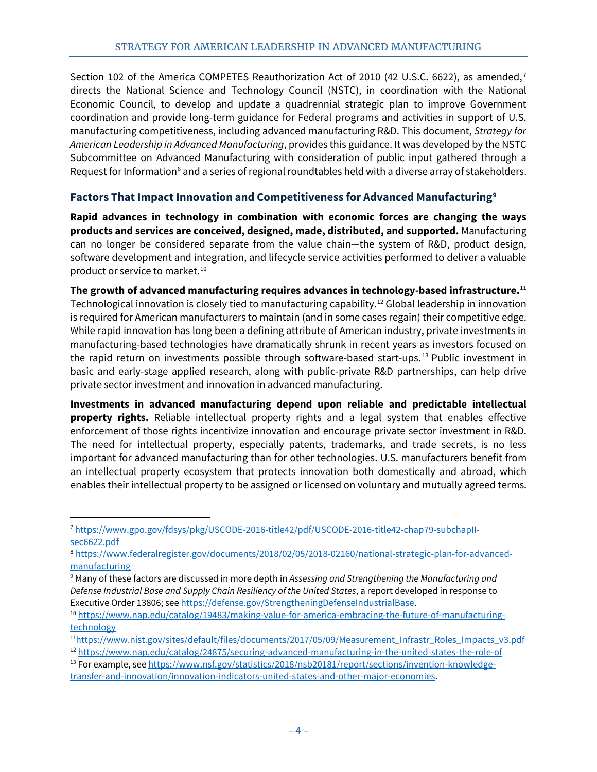Section 102 of the America COMPETES Reauthorization Act of 2010 (42 U.S.C. 6622), as amended,[7] directs the National Science and Technology Council (NSTC), in coordination with the National Economic Council, to develop and update a quadrennial strategic plan to improve Government coordination and provide long-term guidance for Federal programs and activities in support of U.S. manufacturing competitiveness, including advanced manufacturing R&D. This document, *Strategy for American Leadership in Advanced Manufacturing*, provides this guidance. It was developed by the NSTC Subcommittee on Advanced Manufacturing with consideration of public input gathered through a Request for Information[8] and a series of regional roundtables held with a diverse array of stakeholders.

## Factors That Impact Innovation and Competitiveness for Advanced Manufacturing[9]

**Rapid advances in technology in combination with economic forces are changing the ways products and services are conceived, designed, made, distributed, and supported.** Manufacturing can no longer be considered separate from the value chain—the system of R&D, product design, software development and integration, and lifecycle service activities performed to deliver a valuable product or service to market.[10]

**The growth of advanced manufacturing requires advances in technology-based infrastructure.**[11] Technological innovation is closely tied to manufacturing capability.[12] Global leadership in innovation is required for American manufacturers to maintain (and in some cases regain) their competitive edge. While rapid innovation has long been a defining attribute of American industry, private investments in manufacturing-based technologies have dramatically shrunk in recent years as investors focused on the rapid return on investments possible through software-based start-ups.[13] Public investment in basic and early-stage applied research, along with public-private R&D partnerships, can help drive private sector investment and innovation in advanced manufacturing.

**Investments in advanced manufacturing depend upon reliable and predictable intellectual property rights.** Reliable intellectual property rights and a legal system that enables effective enforcement of those rights incentivize innovation and encourage private sector investment in R&D. The need for intellectual property, especially patents, trademarks, and trade secrets, is no less important for advanced manufacturing than for other technologies. U.S. manufacturers benefit from an intellectual property ecosystem that protects innovation both domestically and abroad, which enables their intellectual property to be assigned or licensed on voluntary and mutually agreed terms.

---

[7] https://www.gpo.gov/fdsys/pkg/USCODE-2016-title42/pdf/USCODE-2016-title42-chap79-subchapII-sec6622.pdf

[8] https://www.federalregister.gov/documents/2018/02/05/2018-02160/national-strategic-plan-for-advanced-manufacturing

[9] Many of these factors are discussed in more depth in *Assessing and Strengthening the Manufacturing and Defense Industrial Base and Supply Chain Resiliency of the United States*, a report developed in response to Executive Order 13806; see https://defense.gov/StrengtheningDefenseIndustrialBase.

[10] https://www.nap.edu/catalog/19483/making-value-for-america-embracing-the-future-of-manufacturing-technology

[11] https://www.nist.gov/sites/default/files/documents/2017/05/09/Measurement_Infrastr_Roles_Impacts_v3.pdf

[12] https://www.nap.edu/catalog/24875/securing-advanced-manufacturing-in-the-united-states-the-role-of

[13] For example, see https://www.nsf.gov/statistics/2018/nsb20181/report/sections/invention-knowledge-transfer-and-innovation/innovation-indicators-united-states-and-other-major-economies.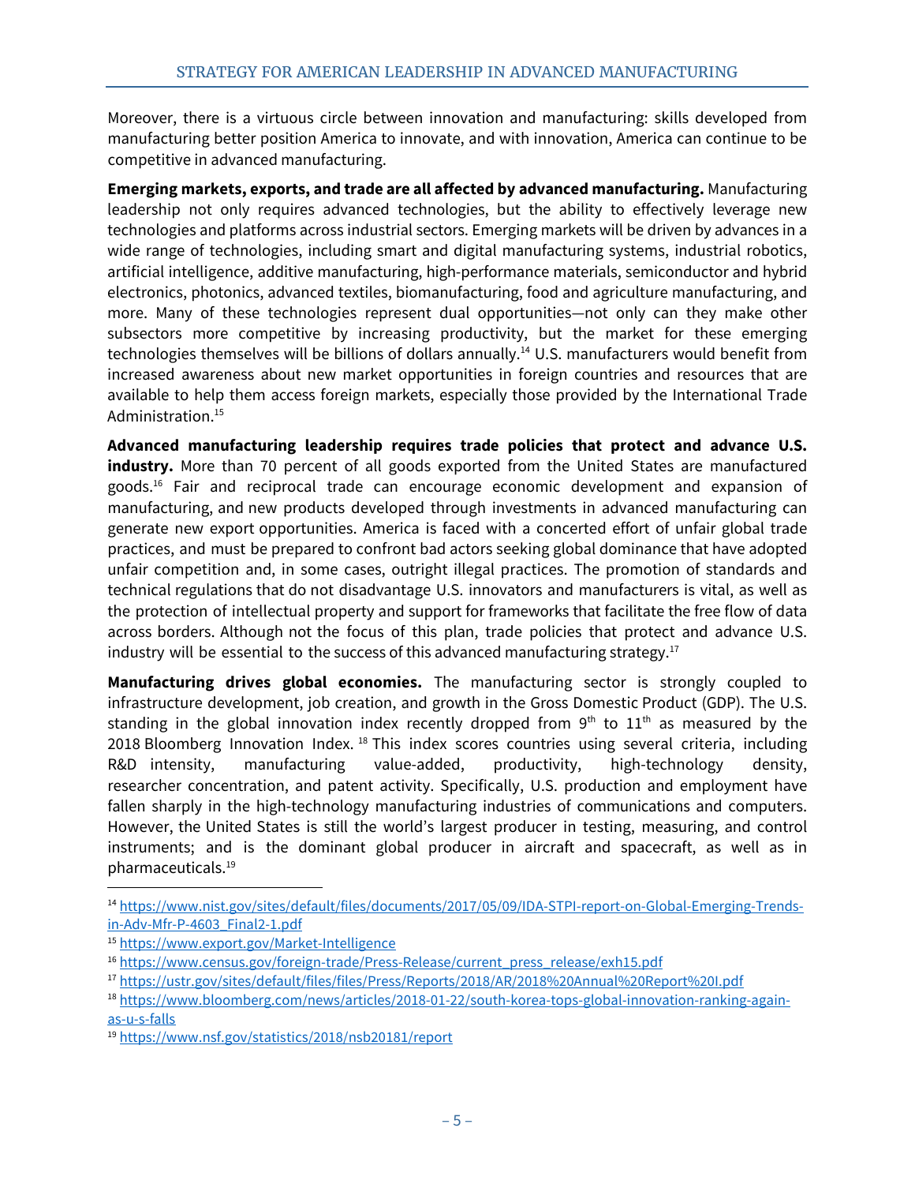Moreover, there is a virtuous circle between innovation and manufacturing: skills developed from manufacturing better position America to innovate, and with innovation, America can continue to be competitive in advanced manufacturing.

**Emerging markets, exports, and trade are all affected by advanced manufacturing.** Manufacturing leadership not only requires advanced technologies, but the ability to effectively leverage new technologies and platforms across industrial sectors. Emerging markets will be driven by advances in a wide range of technologies, including smart and digital manufacturing systems, industrial robotics, artificial intelligence, additive manufacturing, high-performance materials, semiconductor and hybrid electronics, photonics, advanced textiles, biomanufacturing, food and agriculture manufacturing, and more. Many of these technologies represent dual opportunities—not only can they make other subsectors more competitive by increasing productivity, but the market for these emerging technologies themselves will be billions of dollars annually.[14] U.S. manufacturers would benefit from increased awareness about new market opportunities in foreign countries and resources that are available to help them access foreign markets, especially those provided by the International Trade Administration.[15]

**Advanced manufacturing leadership requires trade policies that protect and advance U.S. industry.** More than 70 percent of all goods exported from the United States are manufactured goods.[16] Fair and reciprocal trade can encourage economic development and expansion of manufacturing, and new products developed through investments in advanced manufacturing can generate new export opportunities. America is faced with a concerted effort of unfair global trade practices, and must be prepared to confront bad actors seeking global dominance that have adopted unfair competition and, in some cases, outright illegal practices. The promotion of standards and technical regulations that do not disadvantage U.S. innovators and manufacturers is vital, as well as the protection of intellectual property and support for frameworks that facilitate the free flow of data across borders. Although not the focus of this plan, trade policies that protect and advance U.S. industry will be essential to the success of this advanced manufacturing strategy.[17]

**Manufacturing drives global economies.** The manufacturing sector is strongly coupled to infrastructure development, job creation, and growth in the Gross Domestic Product (GDP). The U.S. standing in the global innovation index recently dropped from 9th to 11th as measured by the 2018 Bloomberg Innovation Index.[18] This index scores countries using several criteria, including R&D intensity, manufacturing value-added, productivity, high-technology density, researcher concentration, and patent activity. Specifically, U.S. production and employment have fallen sharply in the high-technology manufacturing industries of communications and computers. However, the United States is still the world's largest producer in testing, measuring, and control instruments; and is the dominant global producer in aircraft and spacecraft, as well as in pharmaceuticals.[19]

---

[14] https://www.nist.gov/sites/default/files/documents/2017/05/09/IDA-STPI-report-on-Global-Emerging-Trends-in-Adv-Mfr-P-4603_Final2-1.pdf

[15] https://www.export.gov/Market-Intelligence

[16] https://www.census.gov/foreign-trade/Press-Release/current_press_release/exh15.pdf

[17] https://ustr.gov/sites/default/files/files/Press/Reports/2018/AR/2018%20Annual%20Report%20I.pdf

[18] https://www.bloomberg.com/news/articles/2018-01-22/south-korea-tops-global-innovation-ranking-again-as-u-s-falls

[19] https://www.nsf.gov/statistics/2018/nsb20181/report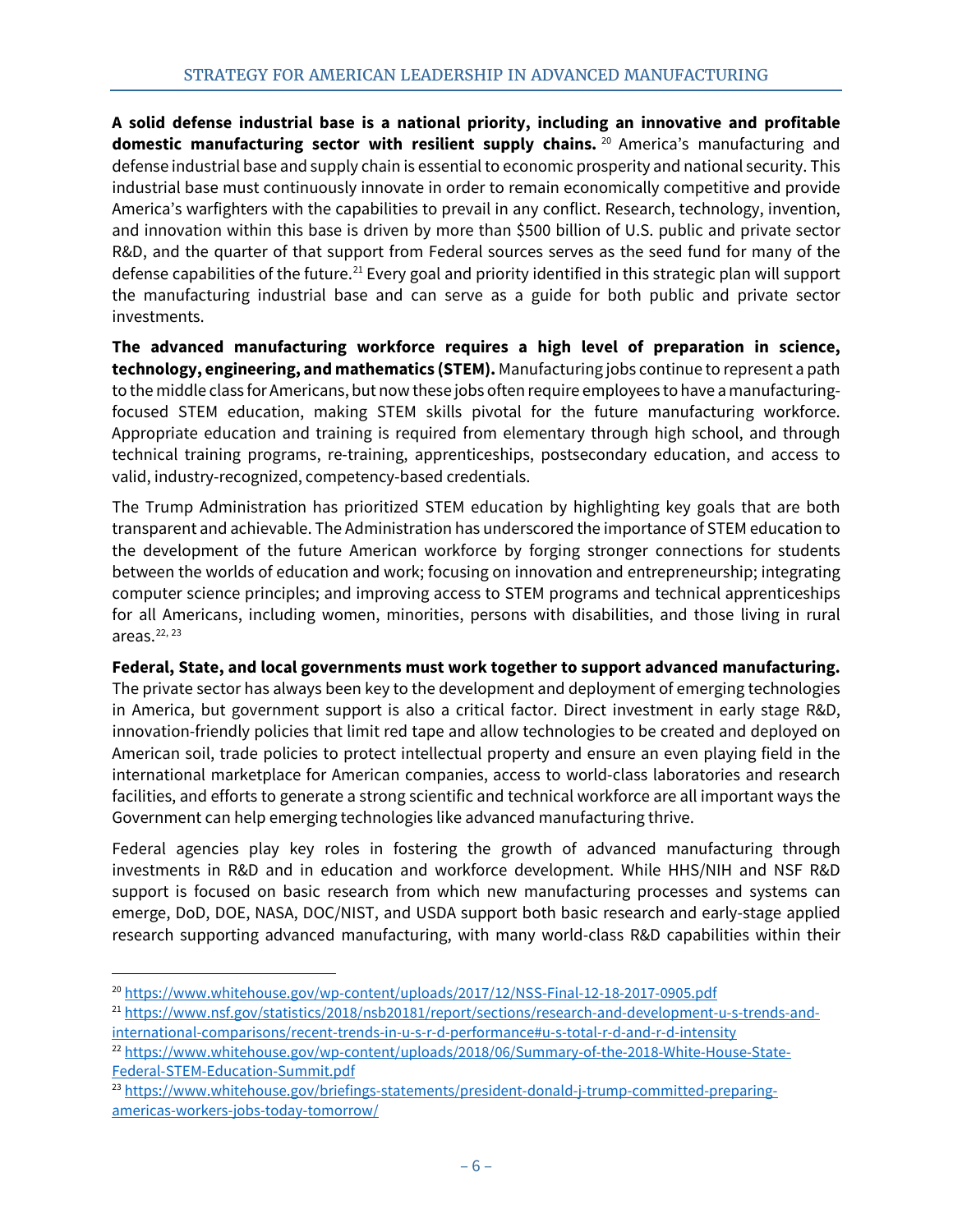**A solid defense industrial base is a national priority, including an innovative and profitable domestic manufacturing sector with resilient supply chains.** [20] America's manufacturing and defense industrial base and supply chain is essential to economic prosperity and national security. This industrial base must continuously innovate in order to remain economically competitive and provide America's warfighters with the capabilities to prevail in any conflict. Research, technology, invention, and innovation within this base is driven by more than $500 billion of U.S. public and private sector R&D, and the quarter of that support from Federal sources serves as the seed fund for many of the defense capabilities of the future.[21] Every goal and priority identified in this strategic plan will support the manufacturing industrial base and can serve as a guide for both public and private sector investments.

**The advanced manufacturing workforce requires a high level of preparation in science, technology, engineering, and mathematics (STEM).** Manufacturing jobs continue to represent a path to the middle class for Americans, but now these jobs often require employees to have a manufacturing-focused STEM education, making STEM skills pivotal for the future manufacturing workforce. Appropriate education and training is required from elementary through high school, and through technical training programs, re-training, apprenticeships, postsecondary education, and access to valid, industry-recognized, competency-based credentials.

The Trump Administration has prioritized STEM education by highlighting key goals that are both transparent and achievable. The Administration has underscored the importance of STEM education to the development of the future American workforce by forging stronger connections for students between the worlds of education and work; focusing on innovation and entrepreneurship; integrating computer science principles; and improving access to STEM programs and technical apprenticeships for all Americans, including women, minorities, persons with disabilities, and those living in rural areas.[22, 23]

**Federal, State, and local governments must work together to support advanced manufacturing.** The private sector has always been key to the development and deployment of emerging technologies in America, but government support is also a critical factor. Direct investment in early stage R&D, innovation-friendly policies that limit red tape and allow technologies to be created and deployed on American soil, trade policies to protect intellectual property and ensure an even playing field in the international marketplace for American companies, access to world-class laboratories and research facilities, and efforts to generate a strong scientific and technical workforce are all important ways the Government can help emerging technologies like advanced manufacturing thrive.

Federal agencies play key roles in fostering the growth of advanced manufacturing through investments in R&D and in education and workforce development. While HHS/NIH and NSF R&D support is focused on basic research from which new manufacturing processes and systems can emerge, DoD, DOE, NASA, DOC/NIST, and USDA support both basic research and early-stage applied research supporting advanced manufacturing, with many world-class R&D capabilities within their

---

[20] https://www.whitehouse.gov/wp-content/uploads/2017/12/NSS-Final-12-18-2017-0905.pdf

[21] https://www.nsf.gov/statistics/2018/nsb20181/report/sections/research-and-development-u-s-trends-and-international-comparisons/recent-trends-in-u-s-r-d-performance#u-s-total-r-d-and-r-d-intensity

[22] https://www.whitehouse.gov/wp-content/uploads/2018/06/Summary-of-the-2018-White-House-State-Federal-STEM-Education-Summit.pdf

[23] https://www.whitehouse.gov/briefings-statements/president-donald-j-trump-committed-preparing-americas-workers-jobs-today-tomorrow/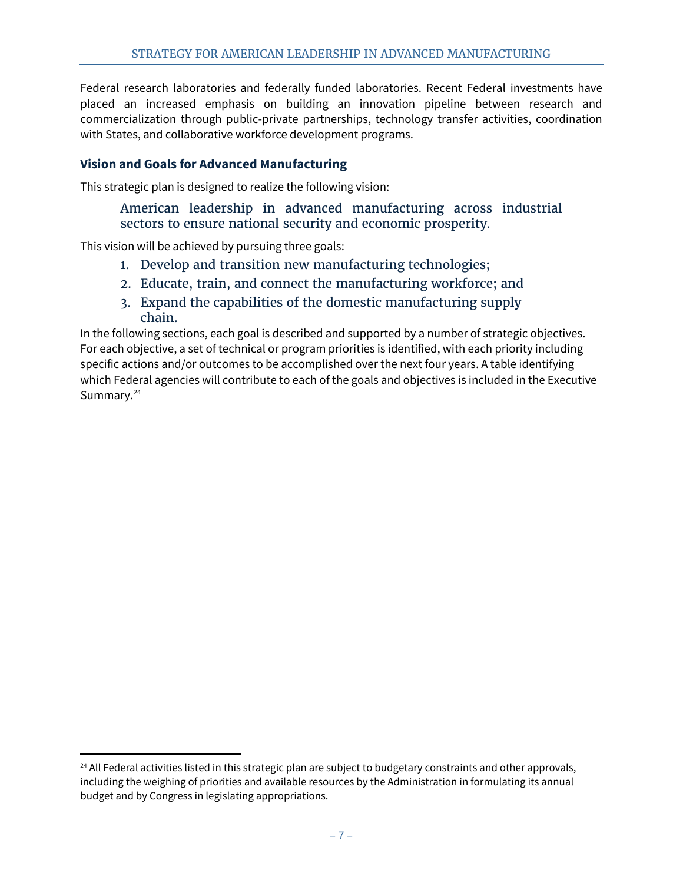Federal research laboratories and federally funded laboratories. Recent Federal investments have placed an increased emphasis on building an innovation pipeline between research and commercialization through public-private partnerships, technology transfer activities, coordination with States, and collaborative workforce development programs.

### Vision and Goals for Advanced Manufacturing

This strategic plan is designed to realize the following vision:

> American leadership in advanced manufacturing across industrial sectors to ensure national security and economic prosperity.

This vision will be achieved by pursuing three goals:

1. Develop and transition new manufacturing technologies;
2. Educate, train, and connect the manufacturing workforce; and
3. Expand the capabilities of the domestic manufacturing supply chain.

In the following sections, each goal is described and supported by a number of strategic objectives. For each objective, a set of technical or program priorities is identified, with each priority including specific actions and/or outcomes to be accomplished over the next four years. A table identifying which Federal agencies will contribute to each of the goals and objectives is included in the Executive Summary.[24]

---

[24] All Federal activities listed in this strategic plan are subject to budgetary constraints and other approvals, including the weighing of priorities and available resources by the Administration in formulating its annual budget and by Congress in legislating appropriations.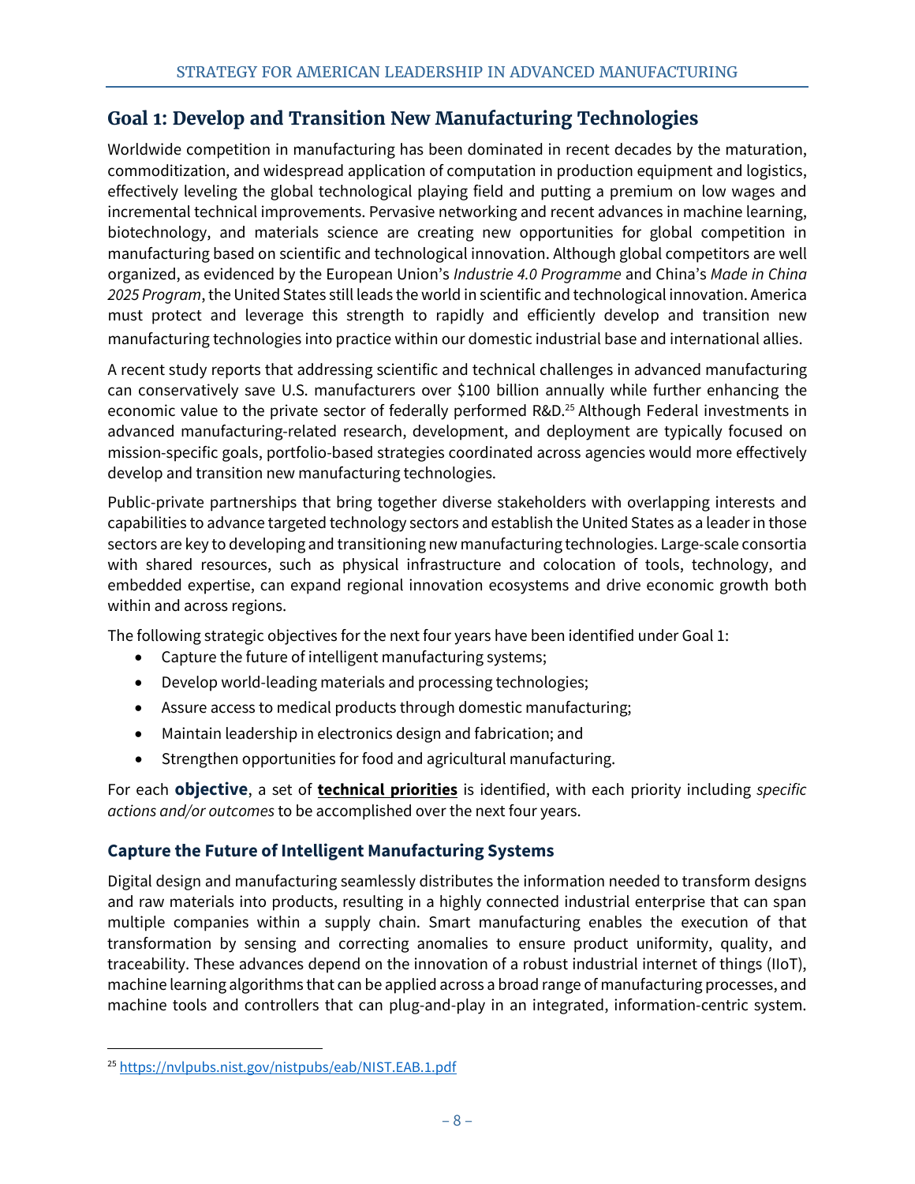## Goal 1: Develop and Transition New Manufacturing Technologies

Worldwide competition in manufacturing has been dominated in recent decades by the maturation, commoditization, and widespread application of computation in production equipment and logistics, effectively leveling the global technological playing field and putting a premium on low wages and incremental technical improvements. Pervasive networking and recent advances in machine learning, biotechnology, and materials science are creating new opportunities for global competition in manufacturing based on scientific and technological innovation. Although global competitors are well organized, as evidenced by the European Union's *Industrie 4.0 Programme* and China's *Made in China 2025 Program*, the United States still leads the world in scientific and technological innovation. America must protect and leverage this strength to rapidly and efficiently develop and transition new manufacturing technologies into practice within our domestic industrial base and international allies.

A recent study reports that addressing scientific and technical challenges in advanced manufacturing can conservatively save U.S. manufacturers over $100 billion annually while further enhancing the economic value to the private sector of federally performed R&D.[25] Although Federal investments in advanced manufacturing-related research, development, and deployment are typically focused on mission-specific goals, portfolio-based strategies coordinated across agencies would more effectively develop and transition new manufacturing technologies.

Public-private partnerships that bring together diverse stakeholders with overlapping interests and capabilities to advance targeted technology sectors and establish the United States as a leader in those sectors are key to developing and transitioning new manufacturing technologies. Large-scale consortia with shared resources, such as physical infrastructure and colocation of tools, technology, and embedded expertise, can expand regional innovation ecosystems and drive economic growth both within and across regions.

The following strategic objectives for the next four years have been identified under Goal 1:

- Capture the future of intelligent manufacturing systems;
- Develop world-leading materials and processing technologies;
- Assure access to medical products through domestic manufacturing;
- Maintain leadership in electronics design and fabrication; and
- Strengthen opportunities for food and agricultural manufacturing.

For each **objective**, a set of **technical priorities** is identified, with each priority including *specific actions and/or outcomes* to be accomplished over the next four years.

### Capture the Future of Intelligent Manufacturing Systems

Digital design and manufacturing seamlessly distributes the information needed to transform designs and raw materials into products, resulting in a highly connected industrial enterprise that can span multiple companies within a supply chain. Smart manufacturing enables the execution of that transformation by sensing and correcting anomalies to ensure product uniformity, quality, and traceability. These advances depend on the innovation of a robust industrial internet of things (IIoT), machine learning algorithms that can be applied across a broad range of manufacturing processes, and machine tools and controllers that can plug-and-play in an integrated, information-centric system.

[25] https://nvlpubs.nist.gov/nistpubs/eab/NIST.EAB.1.pdf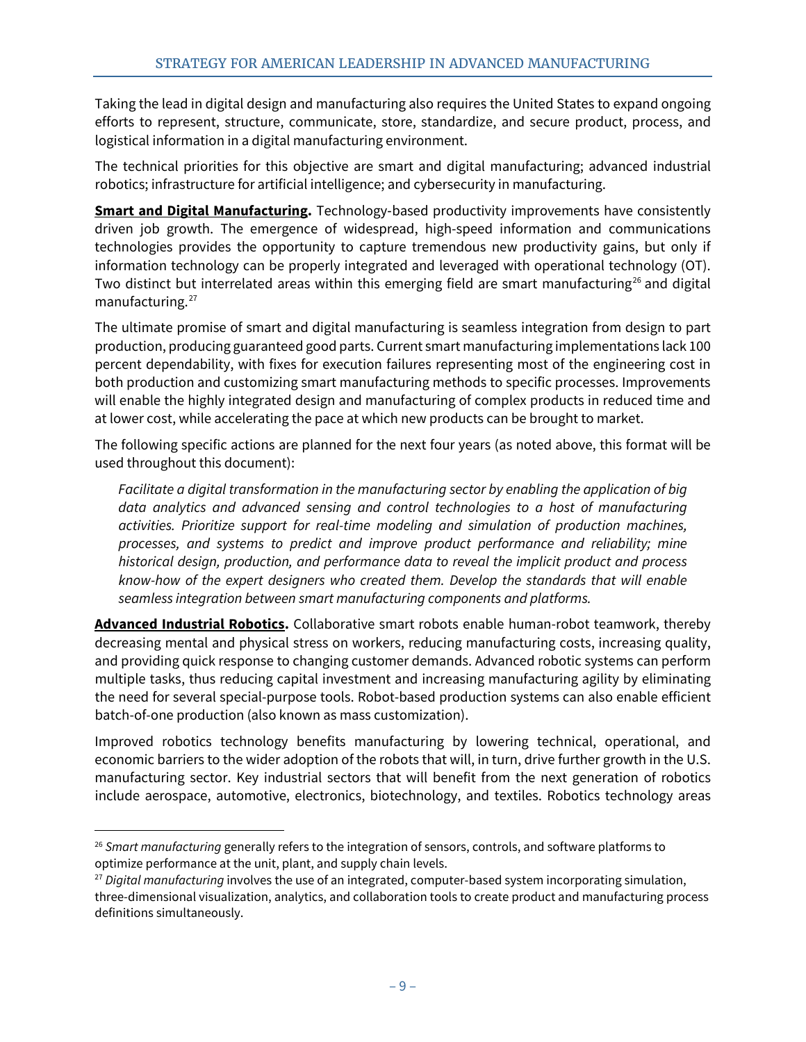Taking the lead in digital design and manufacturing also requires the United States to expand ongoing efforts to represent, structure, communicate, store, standardize, and secure product, process, and logistical information in a digital manufacturing environment.

The technical priorities for this objective are smart and digital manufacturing; advanced industrial robotics; infrastructure for artificial intelligence; and cybersecurity in manufacturing.

**Smart and Digital Manufacturing.** Technology-based productivity improvements have consistently driven job growth. The emergence of widespread, high-speed information and communications technologies provides the opportunity to capture tremendous new productivity gains, but only if information technology can be properly integrated and leveraged with operational technology (OT). Two distinct but interrelated areas within this emerging field are smart manufacturing[26] and digital manufacturing.[27]

The ultimate promise of smart and digital manufacturing is seamless integration from design to part production, producing guaranteed good parts. Current smart manufacturing implementations lack 100 percent dependability, with fixes for execution failures representing most of the engineering cost in both production and customizing smart manufacturing methods to specific processes. Improvements will enable the highly integrated design and manufacturing of complex products in reduced time and at lower cost, while accelerating the pace at which new products can be brought to market.

The following specific actions are planned for the next four years (as noted above, this format will be used throughout this document):

> *Facilitate a digital transformation in the manufacturing sector by enabling the application of big data analytics and advanced sensing and control technologies to a host of manufacturing activities. Prioritize support for real-time modeling and simulation of production machines, processes, and systems to predict and improve product performance and reliability; mine historical design, production, and performance data to reveal the implicit product and process know-how of the expert designers who created them. Develop the standards that will enable seamless integration between smart manufacturing components and platforms.*

**Advanced Industrial Robotics.** Collaborative smart robots enable human-robot teamwork, thereby decreasing mental and physical stress on workers, reducing manufacturing costs, increasing quality, and providing quick response to changing customer demands. Advanced robotic systems can perform multiple tasks, thus reducing capital investment and increasing manufacturing agility by eliminating the need for several special-purpose tools. Robot-based production systems can also enable efficient batch-of-one production (also known as mass customization).

Improved robotics technology benefits manufacturing by lowering technical, operational, and economic barriers to the wider adoption of the robots that will, in turn, drive further growth in the U.S. manufacturing sector. Key industrial sectors that will benefit from the next generation of robotics include aerospace, automotive, electronics, biotechnology, and textiles. Robotics technology areas

---

[26] *Smart manufacturing* generally refers to the integration of sensors, controls, and software platforms to optimize performance at the unit, plant, and supply chain levels.

[27] *Digital manufacturing* involves the use of an integrated, computer-based system incorporating simulation, three-dimensional visualization, analytics, and collaboration tools to create product and manufacturing process definitions simultaneously.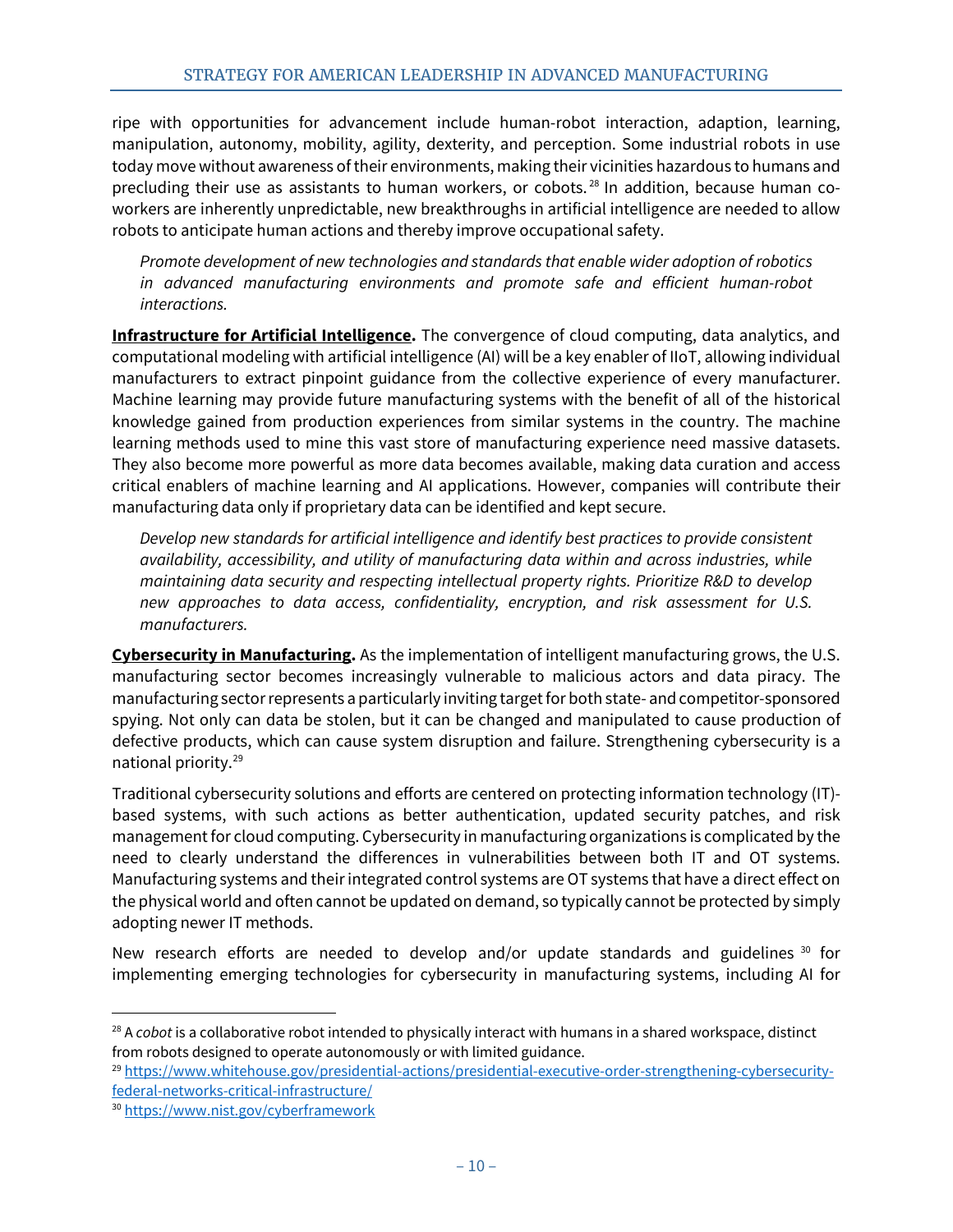ripe with opportunities for advancement include human-robot interaction, adaption, learning, manipulation, autonomy, mobility, agility, dexterity, and perception. Some industrial robots in use today move without awareness of their environments, making their vicinities hazardous to humans and precluding their use as assistants to human workers, or cobots.[28] In addition, because human co-workers are inherently unpredictable, new breakthroughs in artificial intelligence are needed to allow robots to anticipate human actions and thereby improve occupational safety.

*Promote development of new technologies and standards that enable wider adoption of robotics in advanced manufacturing environments and promote safe and efficient human-robot interactions.*

**Infrastructure for Artificial Intelligence.** The convergence of cloud computing, data analytics, and computational modeling with artificial intelligence (AI) will be a key enabler of IIoT, allowing individual manufacturers to extract pinpoint guidance from the collective experience of every manufacturer. Machine learning may provide future manufacturing systems with the benefit of all of the historical knowledge gained from production experiences from similar systems in the country. The machine learning methods used to mine this vast store of manufacturing experience need massive datasets. They also become more powerful as more data becomes available, making data curation and access critical enablers of machine learning and AI applications. However, companies will contribute their manufacturing data only if proprietary data can be identified and kept secure.

*Develop new standards for artificial intelligence and identify best practices to provide consistent availability, accessibility, and utility of manufacturing data within and across industries, while maintaining data security and respecting intellectual property rights. Prioritize R&D to develop new approaches to data access, confidentiality, encryption, and risk assessment for U.S. manufacturers.*

**Cybersecurity in Manufacturing.** As the implementation of intelligent manufacturing grows, the U.S. manufacturing sector becomes increasingly vulnerable to malicious actors and data piracy. The manufacturing sector represents a particularly inviting target for both state- and competitor-sponsored spying. Not only can data be stolen, but it can be changed and manipulated to cause production of defective products, which can cause system disruption and failure. Strengthening cybersecurity is a national priority.[29]

Traditional cybersecurity solutions and efforts are centered on protecting information technology (IT)-based systems, with such actions as better authentication, updated security patches, and risk management for cloud computing. Cybersecurity in manufacturing organizations is complicated by the need to clearly understand the differences in vulnerabilities between both IT and OT systems. Manufacturing systems and their integrated control systems are OT systems that have a direct effect on the physical world and often cannot be updated on demand, so typically cannot be protected by simply adopting newer IT methods.

New research efforts are needed to develop and/or update standards and guidelines[30] for implementing emerging technologies for cybersecurity in manufacturing systems, including AI for

---

[28] A *cobot* is a collaborative robot intended to physically interact with humans in a shared workspace, distinct from robots designed to operate autonomously or with limited guidance.

[29] https://www.whitehouse.gov/presidential-actions/presidential-executive-order-strengthening-cybersecurity-federal-networks-critical-infrastructure/

[30] https://www.nist.gov/cyberframework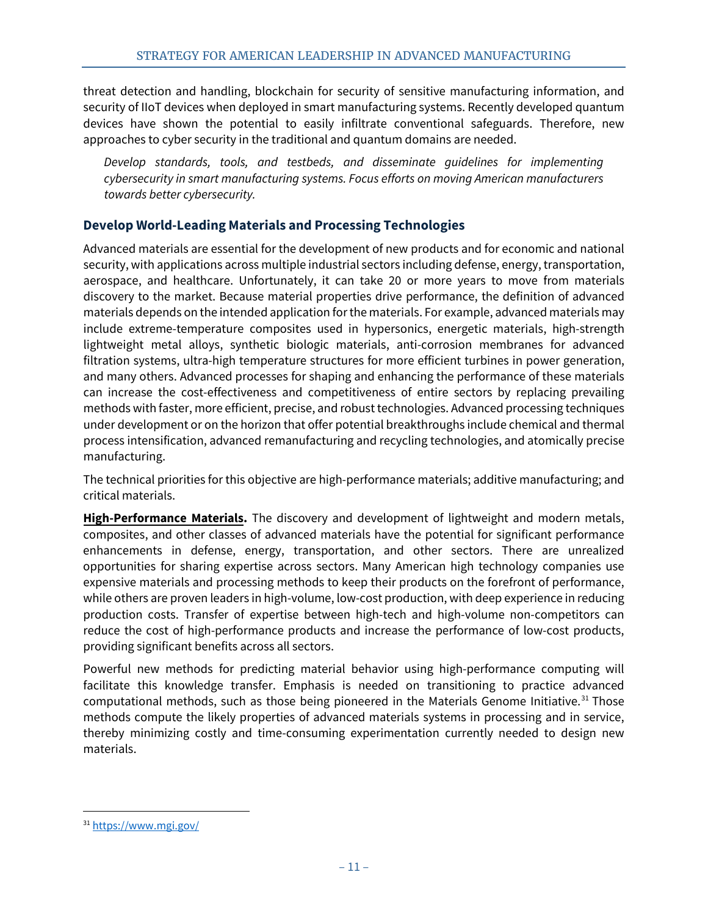threat detection and handling, blockchain for security of sensitive manufacturing information, and security of IIoT devices when deployed in smart manufacturing systems. Recently developed quantum devices have shown the potential to easily infiltrate conventional safeguards. Therefore, new approaches to cyber security in the traditional and quantum domains are needed.

*Develop standards, tools, and testbeds, and disseminate guidelines for implementing cybersecurity in smart manufacturing systems. Focus efforts on moving American manufacturers towards better cybersecurity.*

### Develop World-Leading Materials and Processing Technologies

Advanced materials are essential for the development of new products and for economic and national security, with applications across multiple industrial sectors including defense, energy, transportation, aerospace, and healthcare. Unfortunately, it can take 20 or more years to move from materials discovery to the market. Because material properties drive performance, the definition of advanced materials depends on the intended application for the materials. For example, advanced materials may include extreme-temperature composites used in hypersonics, energetic materials, high-strength lightweight metal alloys, synthetic biologic materials, anti-corrosion membranes for advanced filtration systems, ultra-high temperature structures for more efficient turbines in power generation, and many others. Advanced processes for shaping and enhancing the performance of these materials can increase the cost-effectiveness and competitiveness of entire sectors by replacing prevailing methods with faster, more efficient, precise, and robust technologies. Advanced processing techniques under development or on the horizon that offer potential breakthroughs include chemical and thermal process intensification, advanced remanufacturing and recycling technologies, and atomically precise manufacturing.

The technical priorities for this objective are high-performance materials; additive manufacturing; and critical materials.

**High-Performance Materials.** The discovery and development of lightweight and modern metals, composites, and other classes of advanced materials have the potential for significant performance enhancements in defense, energy, transportation, and other sectors. There are unrealized opportunities for sharing expertise across sectors. Many American high technology companies use expensive materials and processing methods to keep their products on the forefront of performance, while others are proven leaders in high-volume, low-cost production, with deep experience in reducing production costs. Transfer of expertise between high-tech and high-volume non-competitors can reduce the cost of high-performance products and increase the performance of low-cost products, providing significant benefits across all sectors.

Powerful new methods for predicting material behavior using high-performance computing will facilitate this knowledge transfer. Emphasis is needed on transitioning to practice advanced computational methods, such as those being pioneered in the Materials Genome Initiative.[31] Those methods compute the likely properties of advanced materials systems in processing and in service, thereby minimizing costly and time-consuming experimentation currently needed to design new materials.

[31] https://www.mgi.gov/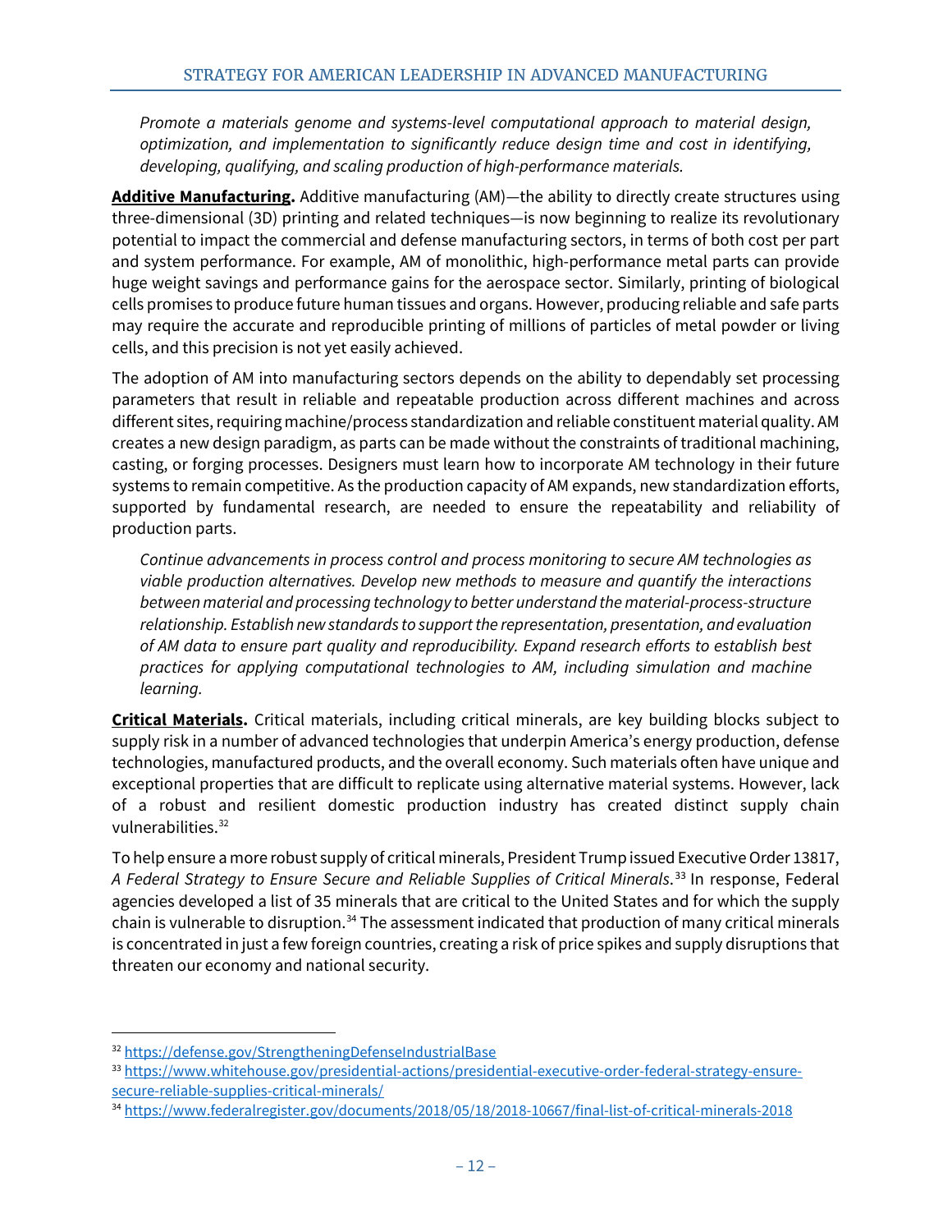*Promote a materials genome and systems-level computational approach to material design, optimization, and implementation to significantly reduce design time and cost in identifying, developing, qualifying, and scaling production of high-performance materials.*

**Additive Manufacturing.** Additive manufacturing (AM)—the ability to directly create structures using three-dimensional (3D) printing and related techniques—is now beginning to realize its revolutionary potential to impact the commercial and defense manufacturing sectors, in terms of both cost per part and system performance. For example, AM of monolithic, high-performance metal parts can provide huge weight savings and performance gains for the aerospace sector. Similarly, printing of biological cells promises to produce future human tissues and organs. However, producing reliable and safe parts may require the accurate and reproducible printing of millions of particles of metal powder or living cells, and this precision is not yet easily achieved.

The adoption of AM into manufacturing sectors depends on the ability to dependably set processing parameters that result in reliable and repeatable production across different machines and across different sites, requiring machine/process standardization and reliable constituent material quality. AM creates a new design paradigm, as parts can be made without the constraints of traditional machining, casting, or forging processes. Designers must learn how to incorporate AM technology in their future systems to remain competitive. As the production capacity of AM expands, new standardization efforts, supported by fundamental research, are needed to ensure the repeatability and reliability of production parts.

*Continue advancements in process control and process monitoring to secure AM technologies as viable production alternatives. Develop new methods to measure and quantify the interactions between material and processing technology to better understand the material-process-structure relationship. Establish new standards to support the representation, presentation, and evaluation of AM data to ensure part quality and reproducibility. Expand research efforts to establish best practices for applying computational technologies to AM, including simulation and machine learning.*

**Critical Materials.** Critical materials, including critical minerals, are key building blocks subject to supply risk in a number of advanced technologies that underpin America's energy production, defense technologies, manufactured products, and the overall economy. Such materials often have unique and exceptional properties that are difficult to replicate using alternative material systems. However, lack of a robust and resilient domestic production industry has created distinct supply chain vulnerabilities.[32]

To help ensure a more robust supply of critical minerals, President Trump issued Executive Order 13817, *A Federal Strategy to Ensure Secure and Reliable Supplies of Critical Minerals*.[33] In response, Federal agencies developed a list of 35 minerals that are critical to the United States and for which the supply chain is vulnerable to disruption.[34] The assessment indicated that production of many critical minerals is concentrated in just a few foreign countries, creating a risk of price spikes and supply disruptions that threaten our economy and national security.

---

[32] https://defense.gov/StrengtheningDefenseIndustrialBase

[33] https://www.whitehouse.gov/presidential-actions/presidential-executive-order-federal-strategy-ensure-secure-reliable-supplies-critical-minerals/

[34] https://www.federalregister.gov/documents/2018/05/18/2018-10667/final-list-of-critical-minerals-2018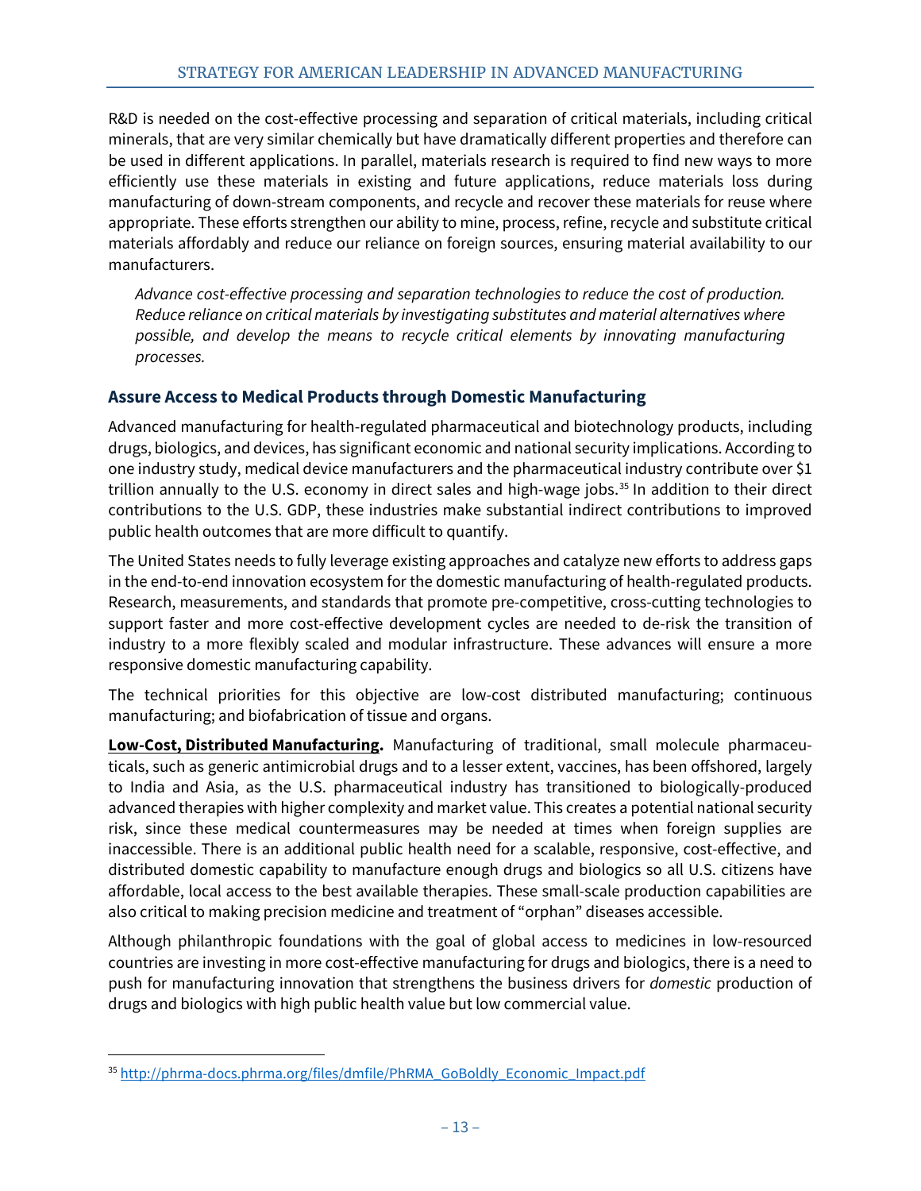R&D is needed on the cost-effective processing and separation of critical materials, including critical minerals, that are very similar chemically but have dramatically different properties and therefore can be used in different applications. In parallel, materials research is required to find new ways to more efficiently use these materials in existing and future applications, reduce materials loss during manufacturing of down-stream components, and recycle and recover these materials for reuse where appropriate. These efforts strengthen our ability to mine, process, refine, recycle and substitute critical materials affordably and reduce our reliance on foreign sources, ensuring material availability to our manufacturers.

> *Advance cost-effective processing and separation technologies to reduce the cost of production. Reduce reliance on critical materials by investigating substitutes and material alternatives where possible, and develop the means to recycle critical elements by innovating manufacturing processes.*

### Assure Access to Medical Products through Domestic Manufacturing

Advanced manufacturing for health-regulated pharmaceutical and biotechnology products, including drugs, biologics, and devices, has significant economic and national security implications. According to one industry study, medical device manufacturers and the pharmaceutical industry contribute over $1 trillion annually to the U.S. economy in direct sales and high-wage jobs.[35] In addition to their direct contributions to the U.S. GDP, these industries make substantial indirect contributions to improved public health outcomes that are more difficult to quantify.

The United States needs to fully leverage existing approaches and catalyze new efforts to address gaps in the end-to-end innovation ecosystem for the domestic manufacturing of health-regulated products. Research, measurements, and standards that promote pre-competitive, cross-cutting technologies to support faster and more cost-effective development cycles are needed to de-risk the transition of industry to a more flexibly scaled and modular infrastructure. These advances will ensure a more responsive domestic manufacturing capability.

The technical priorities for this objective are low-cost distributed manufacturing; continuous manufacturing; and biofabrication of tissue and organs.

**Low-Cost, Distributed Manufacturing.** Manufacturing of traditional, small molecule pharmaceuticals, such as generic antimicrobial drugs and to a lesser extent, vaccines, has been offshored, largely to India and Asia, as the U.S. pharmaceutical industry has transitioned to biologically-produced advanced therapies with higher complexity and market value. This creates a potential national security risk, since these medical countermeasures may be needed at times when foreign supplies are inaccessible. There is an additional public health need for a scalable, responsive, cost-effective, and distributed domestic capability to manufacture enough drugs and biologics so all U.S. citizens have affordable, local access to the best available therapies. These small-scale production capabilities are also critical to making precision medicine and treatment of "orphan" diseases accessible.

Although philanthropic foundations with the goal of global access to medicines in low-resourced countries are investing in more cost-effective manufacturing for drugs and biologics, there is a need to push for manufacturing innovation that strengthens the business drivers for *domestic* production of drugs and biologics with high public health value but low commercial value.

---

[35] http://phrma-docs.phrma.org/files/dmfile/PhRMA_GoBoldly_Economic_Impact.pdf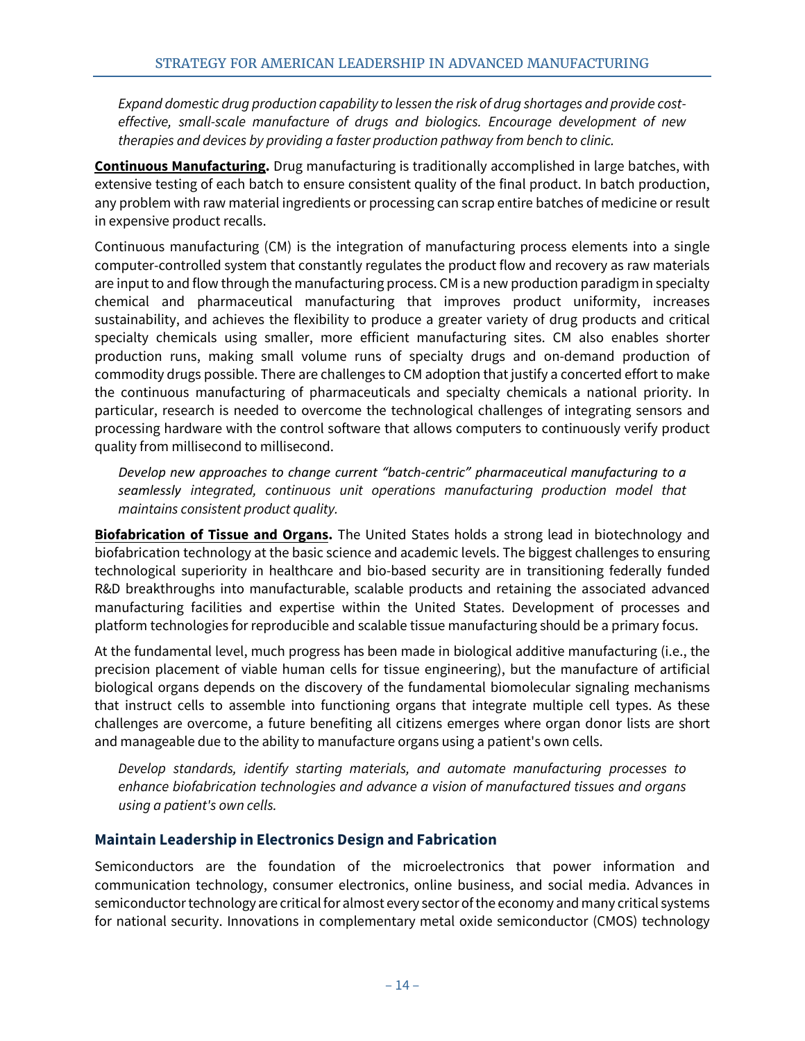*Expand domestic drug production capability to lessen the risk of drug shortages and provide cost-effective, small-scale manufacture of drugs and biologics. Encourage development of new therapies and devices by providing a faster production pathway from bench to clinic.*

**Continuous Manufacturing.** Drug manufacturing is traditionally accomplished in large batches, with extensive testing of each batch to ensure consistent quality of the final product. In batch production, any problem with raw material ingredients or processing can scrap entire batches of medicine or result in expensive product recalls.

Continuous manufacturing (CM) is the integration of manufacturing process elements into a single computer-controlled system that constantly regulates the product flow and recovery as raw materials are input to and flow through the manufacturing process. CM is a new production paradigm in specialty chemical and pharmaceutical manufacturing that improves product uniformity, increases sustainability, and achieves the flexibility to produce a greater variety of drug products and critical specialty chemicals using smaller, more efficient manufacturing sites. CM also enables shorter production runs, making small volume runs of specialty drugs and on-demand production of commodity drugs possible. There are challenges to CM adoption that justify a concerted effort to make the continuous manufacturing of pharmaceuticals and specialty chemicals a national priority. In particular, research is needed to overcome the technological challenges of integrating sensors and processing hardware with the control software that allows computers to continuously verify product quality from millisecond to millisecond.

*Develop new approaches to change current "batch-centric" pharmaceutical manufacturing to a seamlessly integrated, continuous unit operations manufacturing production model that maintains consistent product quality.*

**Biofabrication of Tissue and Organs.** The United States holds a strong lead in biotechnology and biofabrication technology at the basic science and academic levels. The biggest challenges to ensuring technological superiority in healthcare and bio-based security are in transitioning federally funded R&D breakthroughs into manufacturable, scalable products and retaining the associated advanced manufacturing facilities and expertise within the United States. Development of processes and platform technologies for reproducible and scalable tissue manufacturing should be a primary focus.

At the fundamental level, much progress has been made in biological additive manufacturing (i.e., the precision placement of viable human cells for tissue engineering), but the manufacture of artificial biological organs depends on the discovery of the fundamental biomolecular signaling mechanisms that instruct cells to assemble into functioning organs that integrate multiple cell types. As these challenges are overcome, a future benefiting all citizens emerges where organ donor lists are short and manageable due to the ability to manufacture organs using a patient's own cells.

*Develop standards, identify starting materials, and automate manufacturing processes to enhance biofabrication technologies and advance a vision of manufactured tissues and organs using a patient's own cells.*

### Maintain Leadership in Electronics Design and Fabrication

Semiconductors are the foundation of the microelectronics that power information and communication technology, consumer electronics, online business, and social media. Advances in semiconductor technology are critical for almost every sector of the economy and many critical systems for national security. Innovations in complementary metal oxide semiconductor (CMOS) technology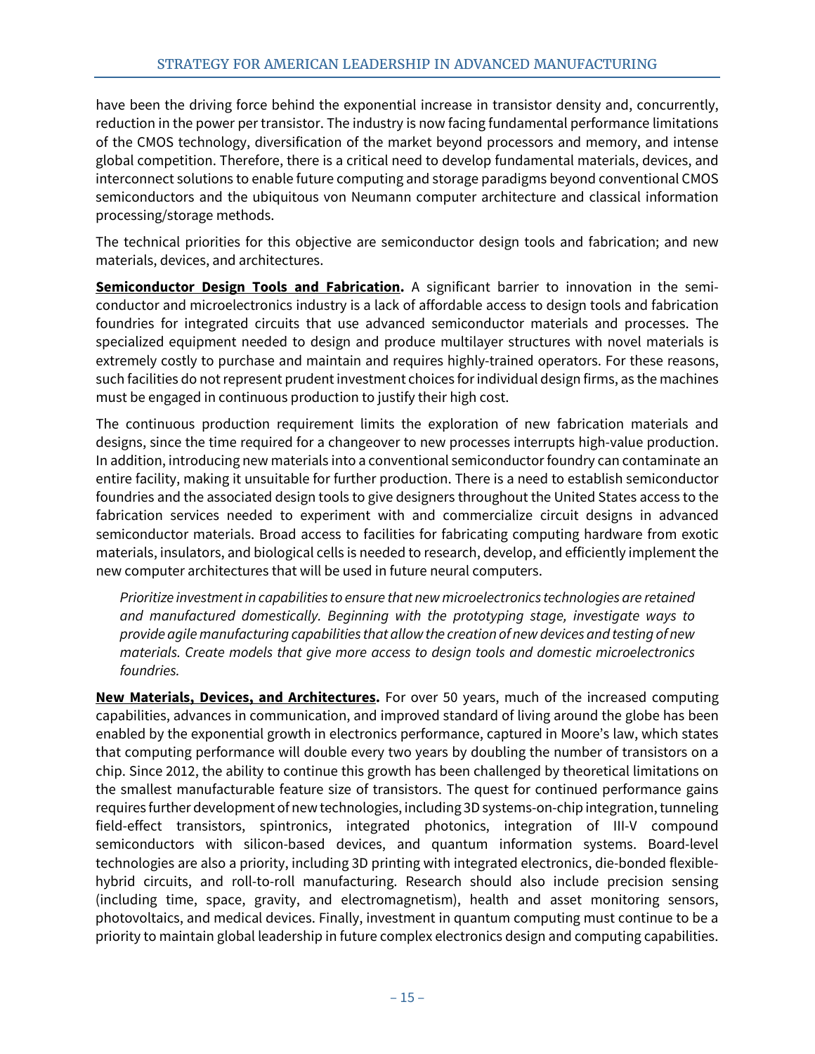have been the driving force behind the exponential increase in transistor density and, concurrently, reduction in the power per transistor. The industry is now facing fundamental performance limitations of the CMOS technology, diversification of the market beyond processors and memory, and intense global competition. Therefore, there is a critical need to develop fundamental materials, devices, and interconnect solutions to enable future computing and storage paradigms beyond conventional CMOS semiconductors and the ubiquitous von Neumann computer architecture and classical information processing/storage methods.

The technical priorities for this objective are semiconductor design tools and fabrication; and new materials, devices, and architectures.

**Semiconductor Design Tools and Fabrication.** A significant barrier to innovation in the semiconductor and microelectronics industry is a lack of affordable access to design tools and fabrication foundries for integrated circuits that use advanced semiconductor materials and processes. The specialized equipment needed to design and produce multilayer structures with novel materials is extremely costly to purchase and maintain and requires highly-trained operators. For these reasons, such facilities do not represent prudent investment choices for individual design firms, as the machines must be engaged in continuous production to justify their high cost.

The continuous production requirement limits the exploration of new fabrication materials and designs, since the time required for a changeover to new processes interrupts high-value production. In addition, introducing new materials into a conventional semiconductor foundry can contaminate an entire facility, making it unsuitable for further production. There is a need to establish semiconductor foundries and the associated design tools to give designers throughout the United States access to the fabrication services needed to experiment with and commercialize circuit designs in advanced semiconductor materials. Broad access to facilities for fabricating computing hardware from exotic materials, insulators, and biological cells is needed to research, develop, and efficiently implement the new computer architectures that will be used in future neural computers.

*Prioritize investment in capabilities to ensure that new microelectronics technologies are retained and manufactured domestically. Beginning with the prototyping stage, investigate ways to provide agile manufacturing capabilities that allow the creation of new devices and testing of new materials. Create models that give more access to design tools and domestic microelectronics foundries.*

**New Materials, Devices, and Architectures.** For over 50 years, much of the increased computing capabilities, advances in communication, and improved standard of living around the globe has been enabled by the exponential growth in electronics performance, captured in Moore's law, which states that computing performance will double every two years by doubling the number of transistors on a chip. Since 2012, the ability to continue this growth has been challenged by theoretical limitations on the smallest manufacturable feature size of transistors. The quest for continued performance gains requires further development of new technologies, including 3D systems-on-chip integration, tunneling field-effect transistors, spintronics, integrated photonics, integration of III-V compound semiconductors with silicon-based devices, and quantum information systems. Board-level technologies are also a priority, including 3D printing with integrated electronics, die-bonded flexible-hybrid circuits, and roll-to-roll manufacturing. Research should also include precision sensing (including time, space, gravity, and electromagnetism), health and asset monitoring sensors, photovoltaics, and medical devices. Finally, investment in quantum computing must continue to be a priority to maintain global leadership in future complex electronics design and computing capabilities.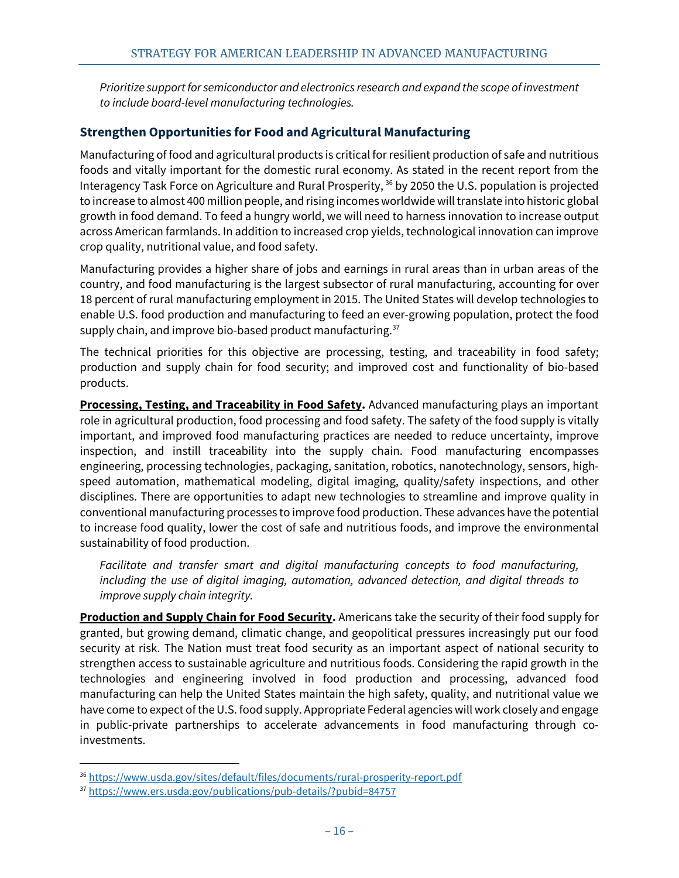*Prioritize support for semiconductor and electronics research and expand the scope of investment to include board-level manufacturing technologies.*

### Strengthen Opportunities for Food and Agricultural Manufacturing

Manufacturing of food and agricultural products is critical for resilient production of safe and nutritious foods and vitally important for the domestic rural economy. As stated in the recent report from the Interagency Task Force on Agriculture and Rural Prosperity, [36] by 2050 the U.S. population is projected to increase to almost 400 million people, and rising incomes worldwide will translate into historic global growth in food demand. To feed a hungry world, we will need to harness innovation to increase output across American farmlands. In addition to increased crop yields, technological innovation can improve crop quality, nutritional value, and food safety.

Manufacturing provides a higher share of jobs and earnings in rural areas than in urban areas of the country, and food manufacturing is the largest subsector of rural manufacturing, accounting for over 18 percent of rural manufacturing employment in 2015. The United States will develop technologies to enable U.S. food production and manufacturing to feed an ever-growing population, protect the food supply chain, and improve bio-based product manufacturing.[37]

The technical priorities for this objective are processing, testing, and traceability in food safety; production and supply chain for food security; and improved cost and functionality of bio-based products.

**Processing, Testing, and Traceability in Food Safety.** Advanced manufacturing plays an important role in agricultural production, food processing and food safety. The safety of the food supply is vitally important, and improved food manufacturing practices are needed to reduce uncertainty, improve inspection, and instill traceability into the supply chain. Food manufacturing encompasses engineering, processing technologies, packaging, sanitation, robotics, nanotechnology, sensors, high-speed automation, mathematical modeling, digital imaging, quality/safety inspections, and other disciplines. There are opportunities to adapt new technologies to streamline and improve quality in conventional manufacturing processes to improve food production. These advances have the potential to increase food quality, lower the cost of safe and nutritious foods, and improve the environmental sustainability of food production.

*Facilitate and transfer smart and digital manufacturing concepts to food manufacturing, including the use of digital imaging, automation, advanced detection, and digital threads to improve supply chain integrity.*

**Production and Supply Chain for Food Security.** Americans take the security of their food supply for granted, but growing demand, climatic change, and geopolitical pressures increasingly put our food security at risk. The Nation must treat food security as an important aspect of national security to strengthen access to sustainable agriculture and nutritious foods. Considering the rapid growth in the technologies and engineering involved in food production and processing, advanced food manufacturing can help the United States maintain the high safety, quality, and nutritional value we have come to expect of the U.S. food supply. Appropriate Federal agencies will work closely and engage in public-private partnerships to accelerate advancements in food manufacturing through co-investments.

---

[36] https://www.usda.gov/sites/default/files/documents/rural-prosperity-report.pdf

[37] https://www.ers.usda.gov/publications/pub-details/?pubid=84757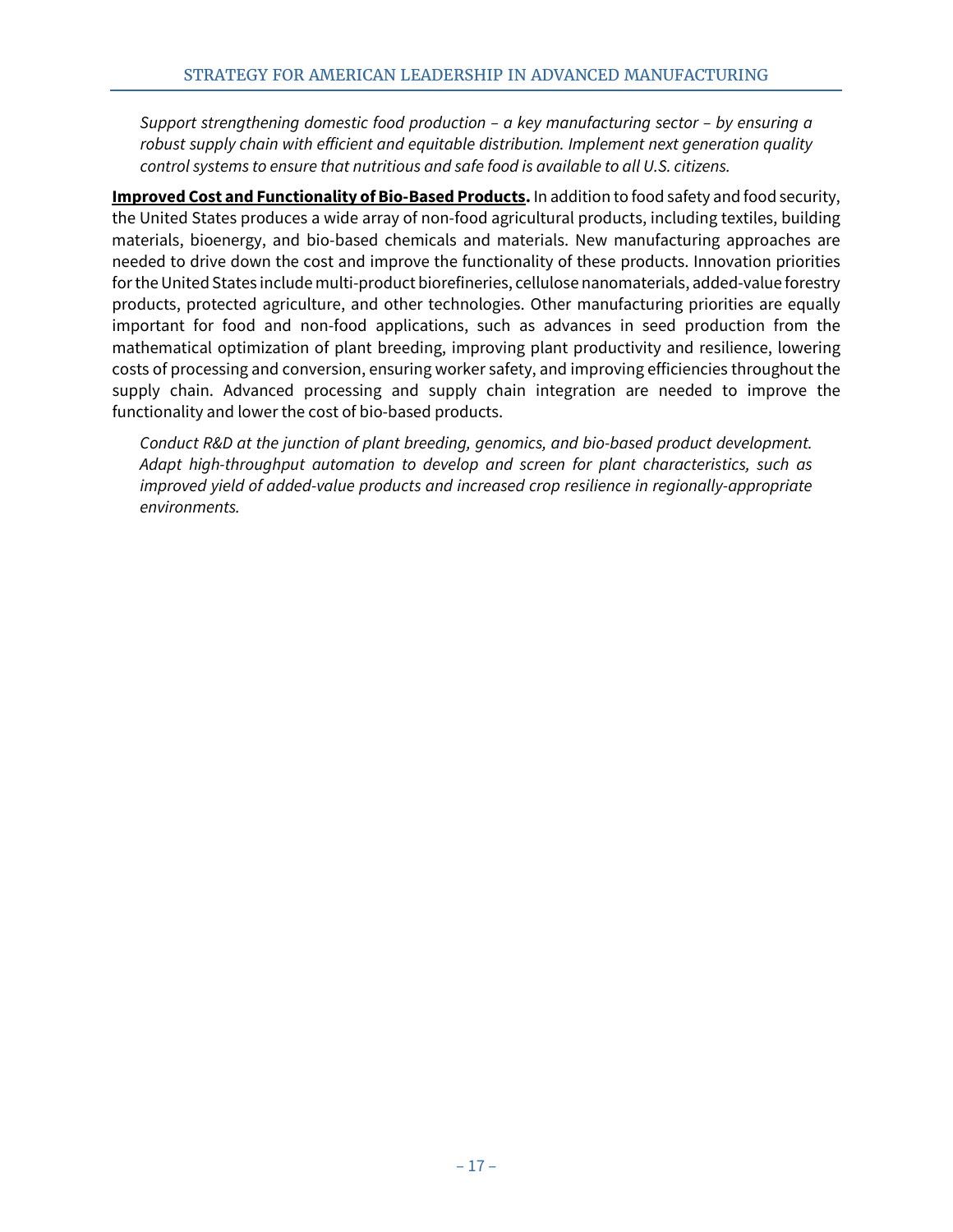*Support strengthening domestic food production – a key manufacturing sector – by ensuring a robust supply chain with efficient and equitable distribution. Implement next generation quality control systems to ensure that nutritious and safe food is available to all U.S. citizens.*

**Improved Cost and Functionality of Bio-Based Products.** In addition to food safety and food security, the United States produces a wide array of non-food agricultural products, including textiles, building materials, bioenergy, and bio-based chemicals and materials. New manufacturing approaches are needed to drive down the cost and improve the functionality of these products. Innovation priorities for the United States include multi-product biorefineries, cellulose nanomaterials, added-value forestry products, protected agriculture, and other technologies. Other manufacturing priorities are equally important for food and non-food applications, such as advances in seed production from the mathematical optimization of plant breeding, improving plant productivity and resilience, lowering costs of processing and conversion, ensuring worker safety, and improving efficiencies throughout the supply chain. Advanced processing and supply chain integration are needed to improve the functionality and lower the cost of bio-based products.

*Conduct R&D at the junction of plant breeding, genomics, and bio-based product development. Adapt high-throughput automation to develop and screen for plant characteristics, such as improved yield of added-value products and increased crop resilience in regionally-appropriate environments.*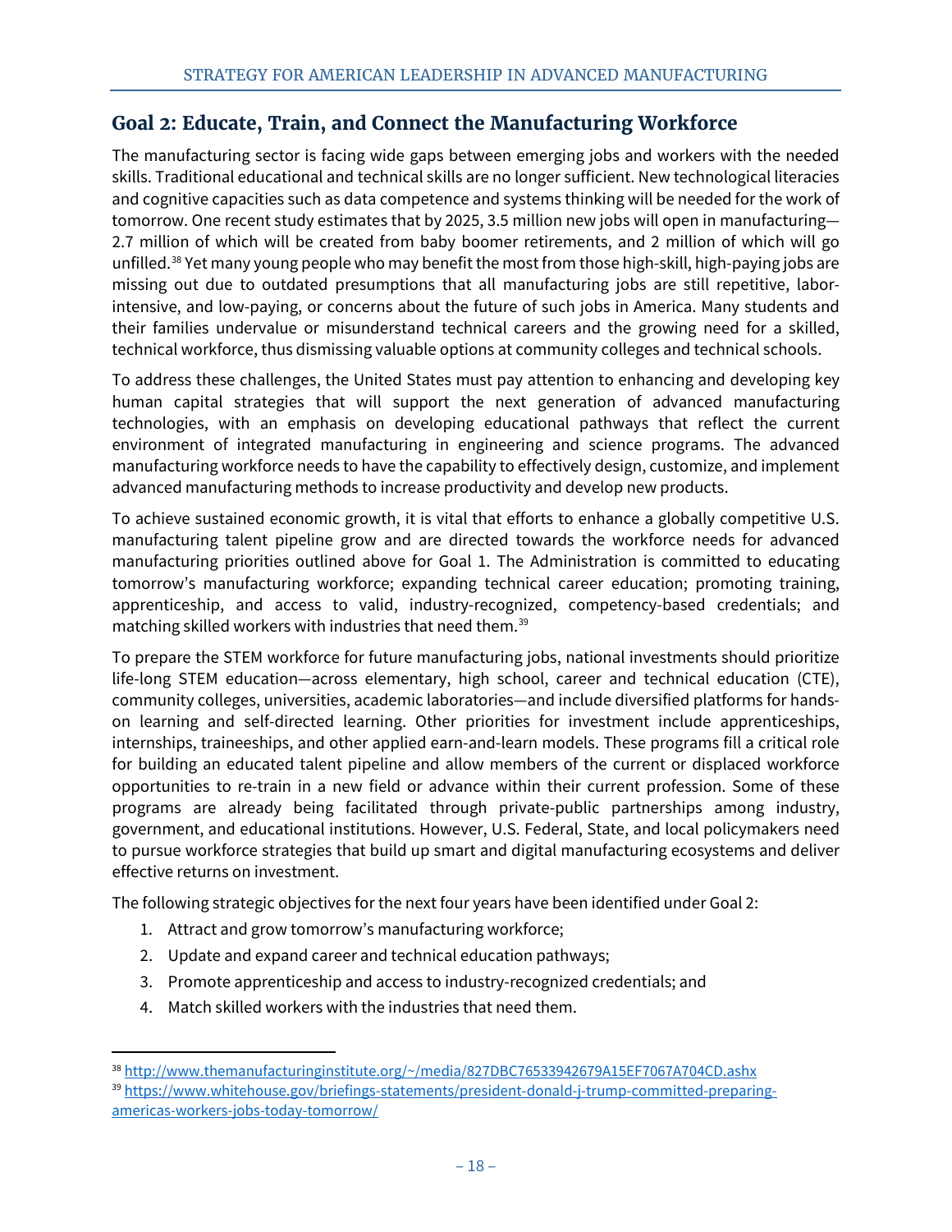## Goal 2: Educate, Train, and Connect the Manufacturing Workforce

The manufacturing sector is facing wide gaps between emerging jobs and workers with the needed skills. Traditional educational and technical skills are no longer sufficient. New technological literacies and cognitive capacities such as data competence and systems thinking will be needed for the work of tomorrow. One recent study estimates that by 2025, 3.5 million new jobs will open in manufacturing—2.7 million of which will be created from baby boomer retirements, and 2 million of which will go unfilled.[38] Yet many young people who may benefit the most from those high-skill, high-paying jobs are missing out due to outdated presumptions that all manufacturing jobs are still repetitive, labor-intensive, and low-paying, or concerns about the future of such jobs in America. Many students and their families undervalue or misunderstand technical careers and the growing need for a skilled, technical workforce, thus dismissing valuable options at community colleges and technical schools.

To address these challenges, the United States must pay attention to enhancing and developing key human capital strategies that will support the next generation of advanced manufacturing technologies, with an emphasis on developing educational pathways that reflect the current environment of integrated manufacturing in engineering and science programs. The advanced manufacturing workforce needs to have the capability to effectively design, customize, and implement advanced manufacturing methods to increase productivity and develop new products.

To achieve sustained economic growth, it is vital that efforts to enhance a globally competitive U.S. manufacturing talent pipeline grow and are directed towards the workforce needs for advanced manufacturing priorities outlined above for Goal 1. The Administration is committed to educating tomorrow's manufacturing workforce; expanding technical career education; promoting training, apprenticeship, and access to valid, industry-recognized, competency-based credentials; and matching skilled workers with industries that need them.[39]

To prepare the STEM workforce for future manufacturing jobs, national investments should prioritize life-long STEM education—across elementary, high school, career and technical education (CTE), community colleges, universities, academic laboratories—and include diversified platforms for hands-on learning and self-directed learning. Other priorities for investment include apprenticeships, internships, traineeships, and other applied earn-and-learn models. These programs fill a critical role for building an educated talent pipeline and allow members of the current or displaced workforce opportunities to re-train in a new field or advance within their current profession. Some of these programs are already being facilitated through private-public partnerships among industry, government, and educational institutions. However, U.S. Federal, State, and local policymakers need to pursue workforce strategies that build up smart and digital manufacturing ecosystems and deliver effective returns on investment.

The following strategic objectives for the next four years have been identified under Goal 2:

1. Attract and grow tomorrow's manufacturing workforce;
2. Update and expand career and technical education pathways;
3. Promote apprenticeship and access to industry-recognized credentials; and
4. Match skilled workers with the industries that need them.

---

[38] http://www.themanufacturinginstitute.org/~/media/827DBC76533942679A15EF7067A704CD.ashx

[39] https://www.whitehouse.gov/briefings-statements/president-donald-j-trump-committed-preparing-americas-workers-jobs-today-tomorrow/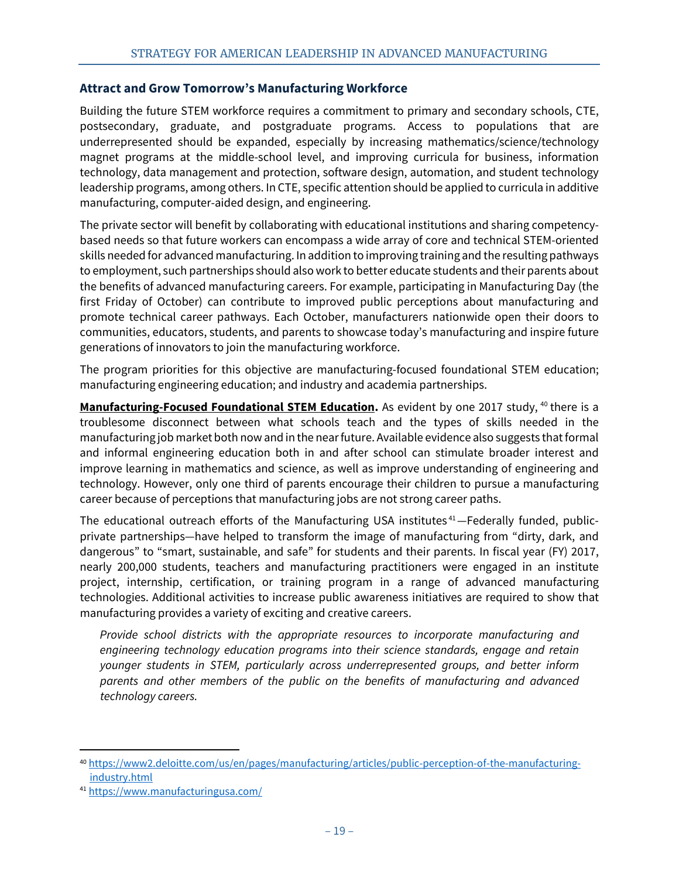## Attract and Grow Tomorrow's Manufacturing Workforce

Building the future STEM workforce requires a commitment to primary and secondary schools, CTE, postsecondary, graduate, and postgraduate programs. Access to populations that are underrepresented should be expanded, especially by increasing mathematics/science/technology magnet programs at the middle-school level, and improving curricula for business, information technology, data management and protection, software design, automation, and student technology leadership programs, among others. In CTE, specific attention should be applied to curricula in additive manufacturing, computer-aided design, and engineering.

The private sector will benefit by collaborating with educational institutions and sharing competency-based needs so that future workers can encompass a wide array of core and technical STEM-oriented skills needed for advanced manufacturing. In addition to improving training and the resulting pathways to employment, such partnerships should also work to better educate students and their parents about the benefits of advanced manufacturing careers. For example, participating in Manufacturing Day (the first Friday of October) can contribute to improved public perceptions about manufacturing and promote technical career pathways. Each October, manufacturers nationwide open their doors to communities, educators, students, and parents to showcase today's manufacturing and inspire future generations of innovators to join the manufacturing workforce.

The program priorities for this objective are manufacturing-focused foundational STEM education; manufacturing engineering education; and industry and academia partnerships.

**Manufacturing-Focused Foundational STEM Education.** As evident by one 2017 study,[40] there is a troublesome disconnect between what schools teach and the types of skills needed in the manufacturing job market both now and in the near future. Available evidence also suggests that formal and informal engineering education both in and after school can stimulate broader interest and improve learning in mathematics and science, as well as improve understanding of engineering and technology. However, only one third of parents encourage their children to pursue a manufacturing career because of perceptions that manufacturing jobs are not strong career paths.

The educational outreach efforts of the Manufacturing USA institutes[41]—Federally funded, public-private partnerships—have helped to transform the image of manufacturing from "dirty, dark, and dangerous" to "smart, sustainable, and safe" for students and their parents. In fiscal year (FY) 2017, nearly 200,000 students, teachers and manufacturing practitioners were engaged in an institute project, internship, certification, or training program in a range of advanced manufacturing technologies. Additional activities to increase public awareness initiatives are required to show that manufacturing provides a variety of exciting and creative careers.

> *Provide school districts with the appropriate resources to incorporate manufacturing and engineering technology education programs into their science standards, engage and retain younger students in STEM, particularly across underrepresented groups, and better inform parents and other members of the public on the benefits of manufacturing and advanced technology careers.*

---

[40] https://www2.deloitte.com/us/en/pages/manufacturing/articles/public-perception-of-the-manufacturing-industry.html

[41] https://www.manufacturingusa.com/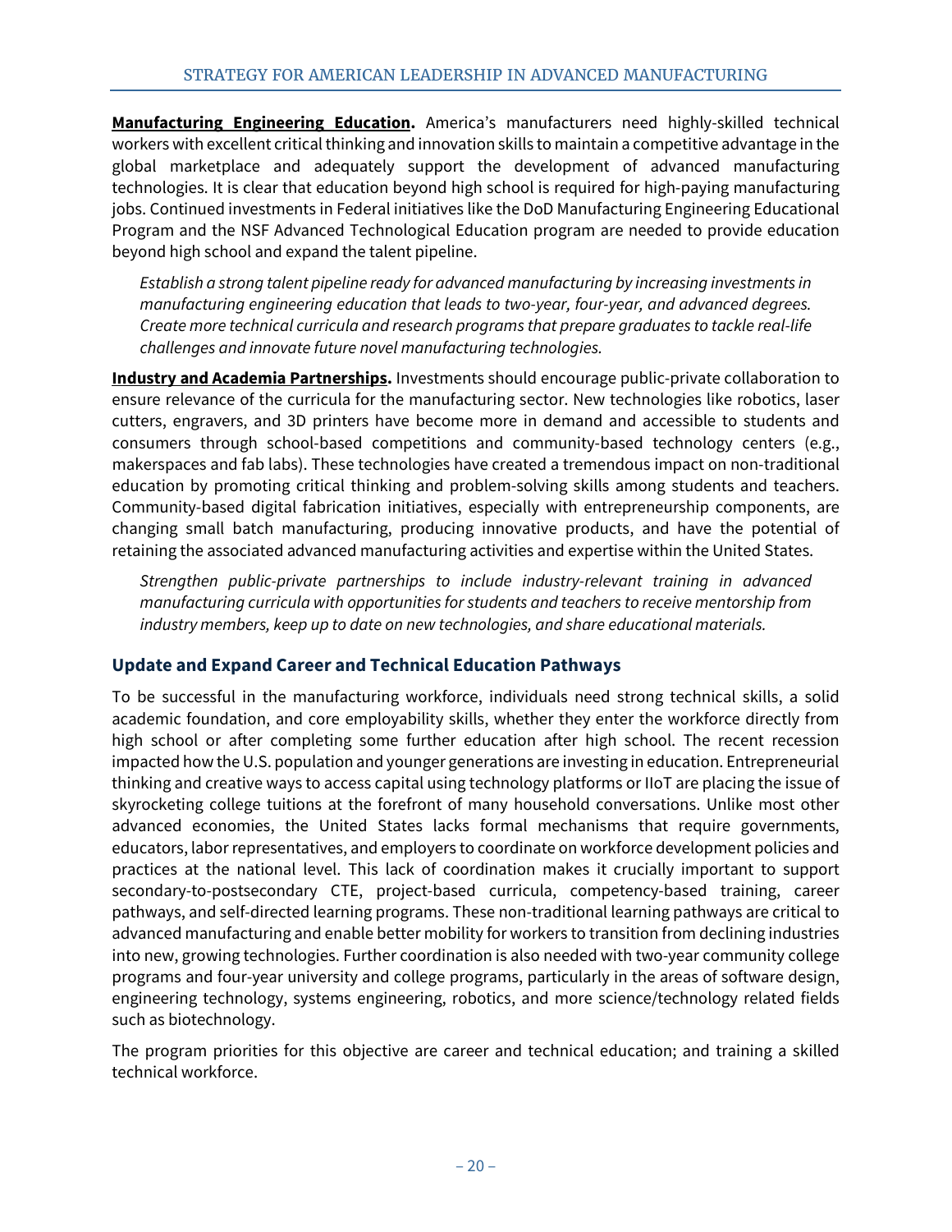**Manufacturing Engineering Education.** America's manufacturers need highly-skilled technical workers with excellent critical thinking and innovation skills to maintain a competitive advantage in the global marketplace and adequately support the development of advanced manufacturing technologies. It is clear that education beyond high school is required for high-paying manufacturing jobs. Continued investments in Federal initiatives like the DoD Manufacturing Engineering Educational Program and the NSF Advanced Technological Education program are needed to provide education beyond high school and expand the talent pipeline.

*Establish a strong talent pipeline ready for advanced manufacturing by increasing investments in manufacturing engineering education that leads to two-year, four-year, and advanced degrees. Create more technical curricula and research programs that prepare graduates to tackle real-life challenges and innovate future novel manufacturing technologies.*

**Industry and Academia Partnerships.** Investments should encourage public-private collaboration to ensure relevance of the curricula for the manufacturing sector. New technologies like robotics, laser cutters, engravers, and 3D printers have become more in demand and accessible to students and consumers through school-based competitions and community-based technology centers (e.g., makerspaces and fab labs). These technologies have created a tremendous impact on non-traditional education by promoting critical thinking and problem-solving skills among students and teachers. Community-based digital fabrication initiatives, especially with entrepreneurship components, are changing small batch manufacturing, producing innovative products, and have the potential of retaining the associated advanced manufacturing activities and expertise within the United States.

*Strengthen public-private partnerships to include industry-relevant training in advanced manufacturing curricula with opportunities for students and teachers to receive mentorship from industry members, keep up to date on new technologies, and share educational materials.*

### Update and Expand Career and Technical Education Pathways

To be successful in the manufacturing workforce, individuals need strong technical skills, a solid academic foundation, and core employability skills, whether they enter the workforce directly from high school or after completing some further education after high school. The recent recession impacted how the U.S. population and younger generations are investing in education. Entrepreneurial thinking and creative ways to access capital using technology platforms or IIoT are placing the issue of skyrocketing college tuitions at the forefront of many household conversations. Unlike most other advanced economies, the United States lacks formal mechanisms that require governments, educators, labor representatives, and employers to coordinate on workforce development policies and practices at the national level. This lack of coordination makes it crucially important to support secondary-to-postsecondary CTE, project-based curricula, competency-based training, career pathways, and self-directed learning programs. These non-traditional learning pathways are critical to advanced manufacturing and enable better mobility for workers to transition from declining industries into new, growing technologies. Further coordination is also needed with two-year community college programs and four-year university and college programs, particularly in the areas of software design, engineering technology, systems engineering, robotics, and more science/technology related fields such as biotechnology.

The program priorities for this objective are career and technical education; and training a skilled technical workforce.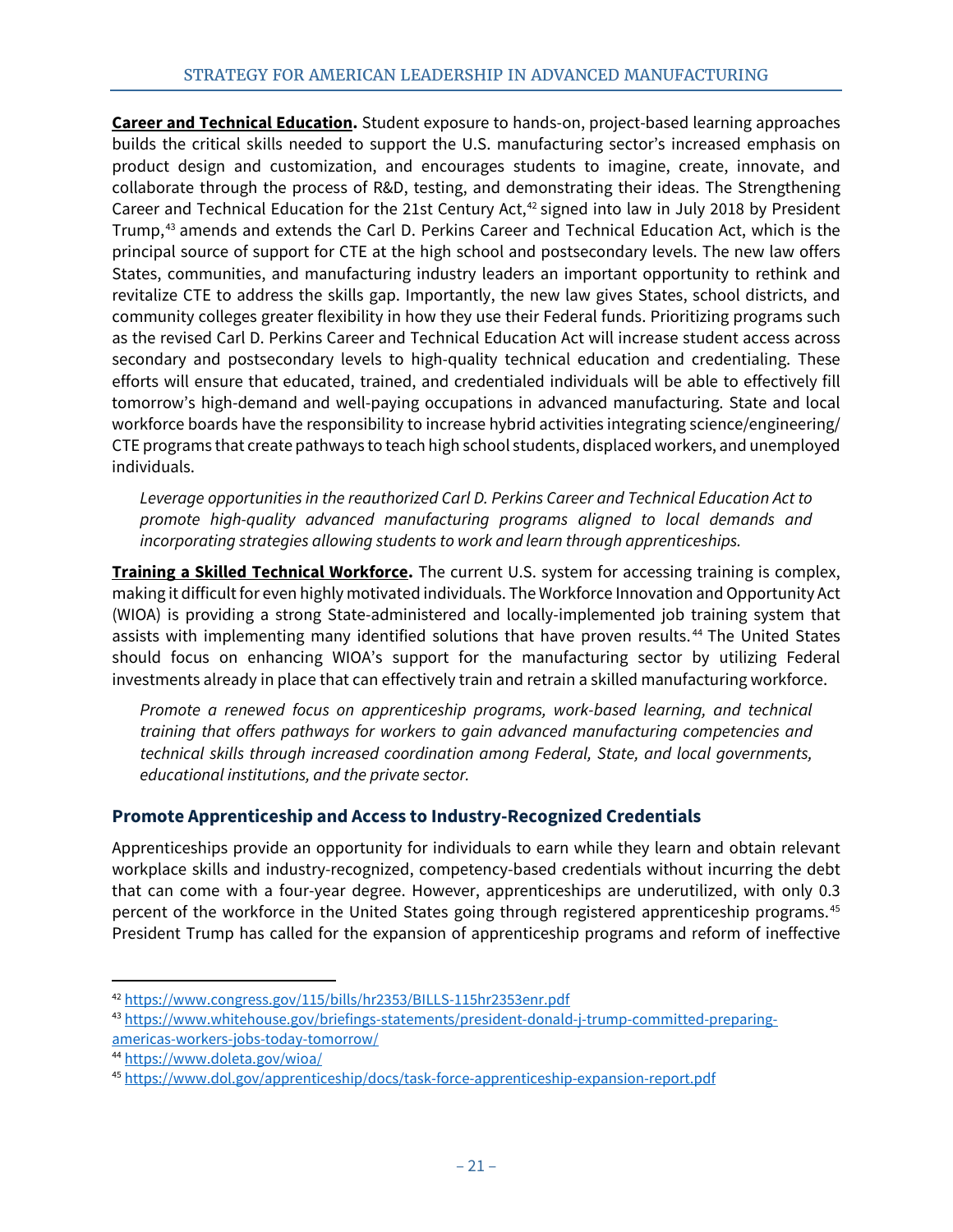**Career and Technical Education.** Student exposure to hands-on, project-based learning approaches builds the critical skills needed to support the U.S. manufacturing sector's increased emphasis on product design and customization, and encourages students to imagine, create, innovate, and collaborate through the process of R&D, testing, and demonstrating their ideas. The Strengthening Career and Technical Education for the 21st Century Act,[42] signed into law in July 2018 by President Trump,[43] amends and extends the Carl D. Perkins Career and Technical Education Act, which is the principal source of support for CTE at the high school and postsecondary levels. The new law offers States, communities, and manufacturing industry leaders an important opportunity to rethink and revitalize CTE to address the skills gap. Importantly, the new law gives States, school districts, and community colleges greater flexibility in how they use their Federal funds. Prioritizing programs such as the revised Carl D. Perkins Career and Technical Education Act will increase student access across secondary and postsecondary levels to high-quality technical education and credentialing. These efforts will ensure that educated, trained, and credentialed individuals will be able to effectively fill tomorrow's high-demand and well-paying occupations in advanced manufacturing. State and local workforce boards have the responsibility to increase hybrid activities integrating science/engineering/CTE programs that create pathways to teach high school students, displaced workers, and unemployed individuals.

*Leverage opportunities in the reauthorized Carl D. Perkins Career and Technical Education Act to promote high-quality advanced manufacturing programs aligned to local demands and incorporating strategies allowing students to work and learn through apprenticeships.*

**Training a Skilled Technical Workforce.** The current U.S. system for accessing training is complex, making it difficult for even highly motivated individuals. The Workforce Innovation and Opportunity Act (WIOA) is providing a strong State-administered and locally-implemented job training system that assists with implementing many identified solutions that have proven results.[44] The United States should focus on enhancing WIOA's support for the manufacturing sector by utilizing Federal investments already in place that can effectively train and retrain a skilled manufacturing workforce.

*Promote a renewed focus on apprenticeship programs, work-based learning, and technical training that offers pathways for workers to gain advanced manufacturing competencies and technical skills through increased coordination among Federal, State, and local governments, educational institutions, and the private sector.*

### Promote Apprenticeship and Access to Industry-Recognized Credentials

Apprenticeships provide an opportunity for individuals to earn while they learn and obtain relevant workplace skills and industry-recognized, competency-based credentials without incurring the debt that can come with a four-year degree. However, apprenticeships are underutilized, with only 0.3 percent of the workforce in the United States going through registered apprenticeship programs.[45] President Trump has called for the expansion of apprenticeship programs and reform of ineffective

---

[42] https://www.congress.gov/115/bills/hr2353/BILLS-115hr2353enr.pdf

[43] https://www.whitehouse.gov/briefings-statements/president-donald-j-trump-committed-preparing-americas-workers-jobs-today-tomorrow/

[44] https://www.doleta.gov/wioa/

[45] https://www.dol.gov/apprenticeship/docs/task-force-apprenticeship-expansion-report.pdf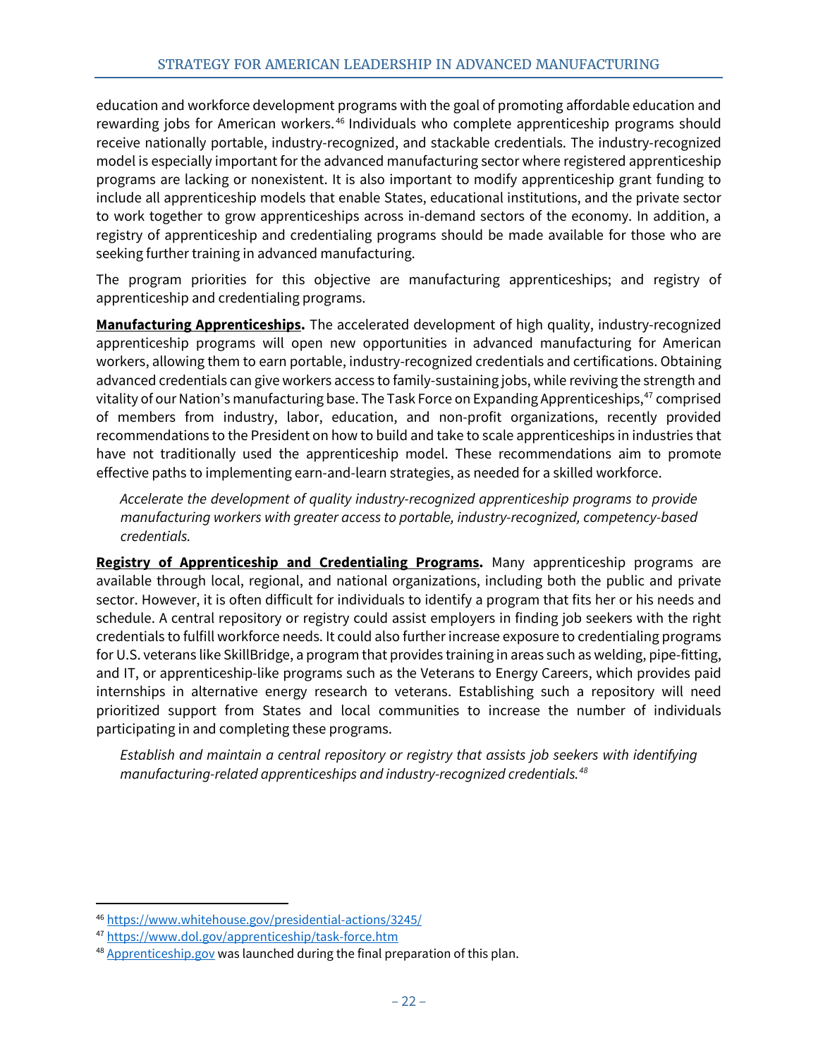education and workforce development programs with the goal of promoting affordable education and rewarding jobs for American workers.[46] Individuals who complete apprenticeship programs should receive nationally portable, industry-recognized, and stackable credentials. The industry-recognized model is especially important for the advanced manufacturing sector where registered apprenticeship programs are lacking or nonexistent. It is also important to modify apprenticeship grant funding to include all apprenticeship models that enable States, educational institutions, and the private sector to work together to grow apprenticeships across in-demand sectors of the economy. In addition, a registry of apprenticeship and credentialing programs should be made available for those who are seeking further training in advanced manufacturing.

The program priorities for this objective are manufacturing apprenticeships; and registry of apprenticeship and credentialing programs.

**Manufacturing Apprenticeships.** The accelerated development of high quality, industry-recognized apprenticeship programs will open new opportunities in advanced manufacturing for American workers, allowing them to earn portable, industry-recognized credentials and certifications. Obtaining advanced credentials can give workers access to family-sustaining jobs, while reviving the strength and vitality of our Nation's manufacturing base. The Task Force on Expanding Apprenticeships,[47] comprised of members from industry, labor, education, and non-profit organizations, recently provided recommendations to the President on how to build and take to scale apprenticeships in industries that have not traditionally used the apprenticeship model. These recommendations aim to promote effective paths to implementing earn-and-learn strategies, as needed for a skilled workforce.

*Accelerate the development of quality industry-recognized apprenticeship programs to provide manufacturing workers with greater access to portable, industry-recognized, competency-based credentials.*

**Registry of Apprenticeship and Credentialing Programs.** Many apprenticeship programs are available through local, regional, and national organizations, including both the public and private sector. However, it is often difficult for individuals to identify a program that fits her or his needs and schedule. A central repository or registry could assist employers in finding job seekers with the right credentials to fulfill workforce needs. It could also further increase exposure to credentialing programs for U.S. veterans like SkillBridge, a program that provides training in areas such as welding, pipe-fitting, and IT, or apprenticeship-like programs such as the Veterans to Energy Careers, which provides paid internships in alternative energy research to veterans. Establishing such a repository will need prioritized support from States and local communities to increase the number of individuals participating in and completing these programs.

*Establish and maintain a central repository or registry that assists job seekers with identifying manufacturing-related apprenticeships and industry-recognized credentials.*[48]

---

[46] https://www.whitehouse.gov/presidential-actions/3245/

[47] https://www.dol.gov/apprenticeship/task-force.htm

[48] Apprenticeship.gov was launched during the final preparation of this plan.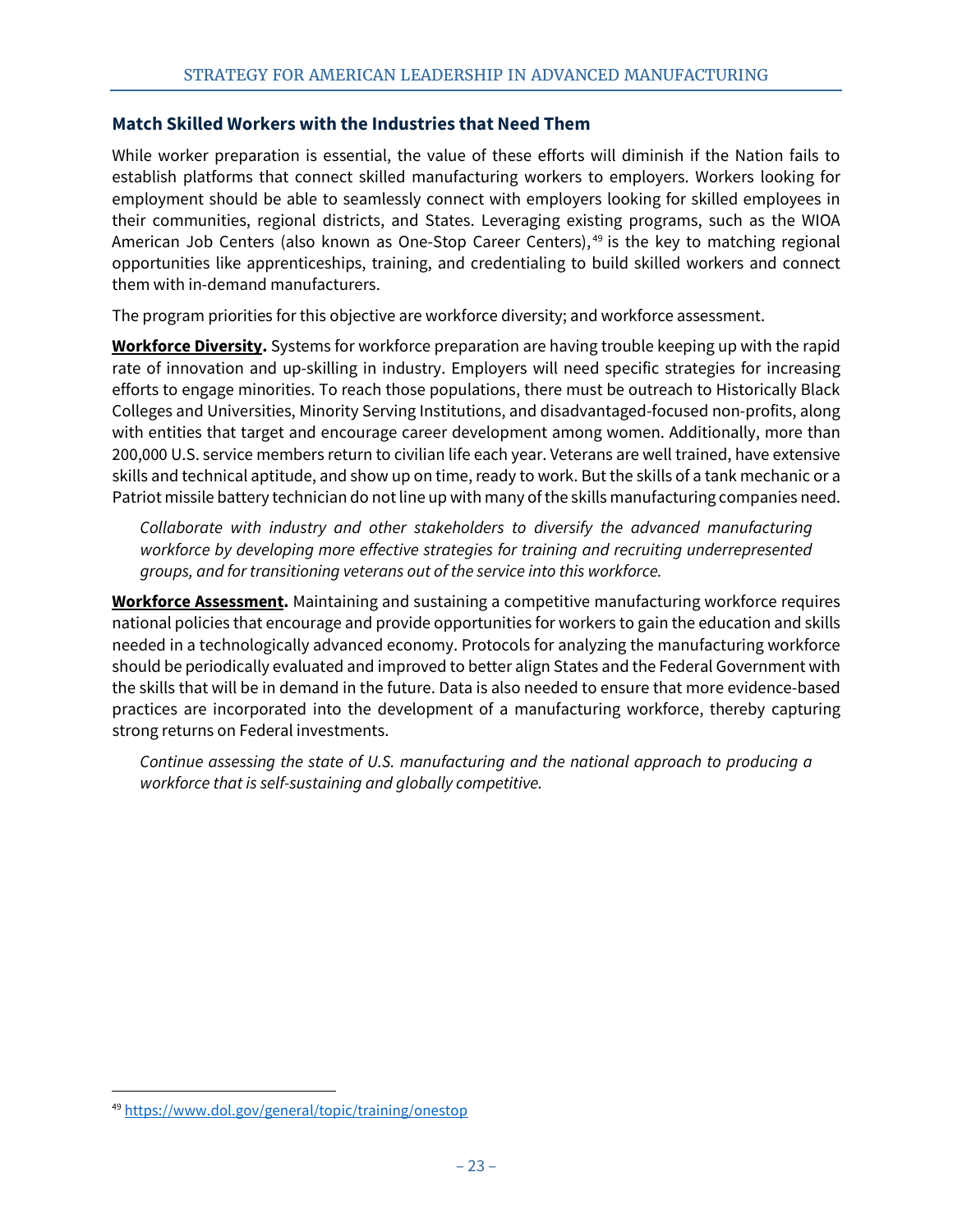### Match Skilled Workers with the Industries that Need Them

While worker preparation is essential, the value of these efforts will diminish if the Nation fails to establish platforms that connect skilled manufacturing workers to employers. Workers looking for employment should be able to seamlessly connect with employers looking for skilled employees in their communities, regional districts, and States. Leveraging existing programs, such as the WIOA American Job Centers (also known as One-Stop Career Centers),[49] is the key to matching regional opportunities like apprenticeships, training, and credentialing to build skilled workers and connect them with in-demand manufacturers.

The program priorities for this objective are workforce diversity; and workforce assessment.

**Workforce Diversity.** Systems for workforce preparation are having trouble keeping up with the rapid rate of innovation and up-skilling in industry. Employers will need specific strategies for increasing efforts to engage minorities. To reach those populations, there must be outreach to Historically Black Colleges and Universities, Minority Serving Institutions, and disadvantaged-focused non-profits, along with entities that target and encourage career development among women. Additionally, more than 200,000 U.S. service members return to civilian life each year. Veterans are well trained, have extensive skills and technical aptitude, and show up on time, ready to work. But the skills of a tank mechanic or a Patriot missile battery technician do not line up with many of the skills manufacturing companies need.

*Collaborate with industry and other stakeholders to diversify the advanced manufacturing workforce by developing more effective strategies for training and recruiting underrepresented groups, and for transitioning veterans out of the service into this workforce.*

**Workforce Assessment.** Maintaining and sustaining a competitive manufacturing workforce requires national policies that encourage and provide opportunities for workers to gain the education and skills needed in a technologically advanced economy. Protocols for analyzing the manufacturing workforce should be periodically evaluated and improved to better align States and the Federal Government with the skills that will be in demand in the future. Data is also needed to ensure that more evidence-based practices are incorporated into the development of a manufacturing workforce, thereby capturing strong returns on Federal investments.

*Continue assessing the state of U.S. manufacturing and the national approach to producing a workforce that is self-sustaining and globally competitive.*

[49] https://www.dol.gov/general/topic/training/onestop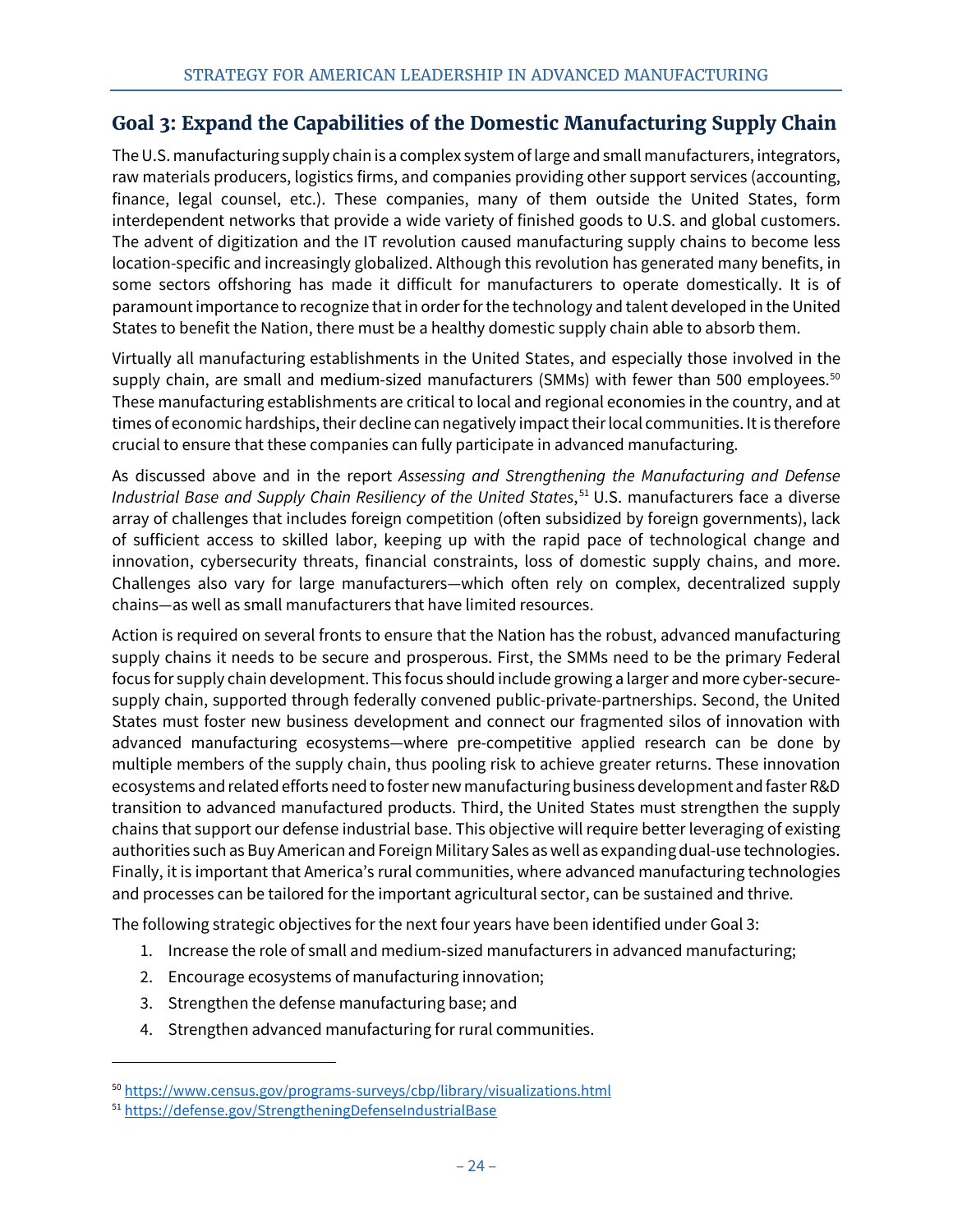## Goal 3: Expand the Capabilities of the Domestic Manufacturing Supply Chain

The U.S. manufacturing supply chain is a complex system of large and small manufacturers, integrators, raw materials producers, logistics firms, and companies providing other support services (accounting, finance, legal counsel, etc.). These companies, many of them outside the United States, form interdependent networks that provide a wide variety of finished goods to U.S. and global customers. The advent of digitization and the IT revolution caused manufacturing supply chains to become less location-specific and increasingly globalized. Although this revolution has generated many benefits, in some sectors offshoring has made it difficult for manufacturers to operate domestically. It is of paramount importance to recognize that in order for the technology and talent developed in the United States to benefit the Nation, there must be a healthy domestic supply chain able to absorb them.

Virtually all manufacturing establishments in the United States, and especially those involved in the supply chain, are small and medium-sized manufacturers (SMMs) with fewer than 500 employees.[50] These manufacturing establishments are critical to local and regional economies in the country, and at times of economic hardships, their decline can negatively impact their local communities. It is therefore crucial to ensure that these companies can fully participate in advanced manufacturing.

As discussed above and in the report *Assessing and Strengthening the Manufacturing and Defense Industrial Base and Supply Chain Resiliency of the United States*,[51] U.S. manufacturers face a diverse array of challenges that includes foreign competition (often subsidized by foreign governments), lack of sufficient access to skilled labor, keeping up with the rapid pace of technological change and innovation, cybersecurity threats, financial constraints, loss of domestic supply chains, and more. Challenges also vary for large manufacturers—which often rely on complex, decentralized supply chains—as well as small manufacturers that have limited resources.

Action is required on several fronts to ensure that the Nation has the robust, advanced manufacturing supply chains it needs to be secure and prosperous. First, the SMMs need to be the primary Federal focus for supply chain development. This focus should include growing a larger and more cyber-secure-supply chain, supported through federally convened public-private-partnerships. Second, the United States must foster new business development and connect our fragmented silos of innovation with advanced manufacturing ecosystems—where pre-competitive applied research can be done by multiple members of the supply chain, thus pooling risk to achieve greater returns. These innovation ecosystems and related efforts need to foster new manufacturing business development and faster R&D transition to advanced manufactured products. Third, the United States must strengthen the supply chains that support our defense industrial base. This objective will require better leveraging of existing authorities such as Buy American and Foreign Military Sales as well as expanding dual-use technologies. Finally, it is important that America's rural communities, where advanced manufacturing technologies and processes can be tailored for the important agricultural sector, can be sustained and thrive.

The following strategic objectives for the next four years have been identified under Goal 3:

1. Increase the role of small and medium-sized manufacturers in advanced manufacturing;
2. Encourage ecosystems of manufacturing innovation;
3. Strengthen the defense manufacturing base; and
4. Strengthen advanced manufacturing for rural communities.

---

[50] https://www.census.gov/programs-surveys/cbp/library/visualizations.html

[51] https://defense.gov/StrengtheningDefenseIndustrialBase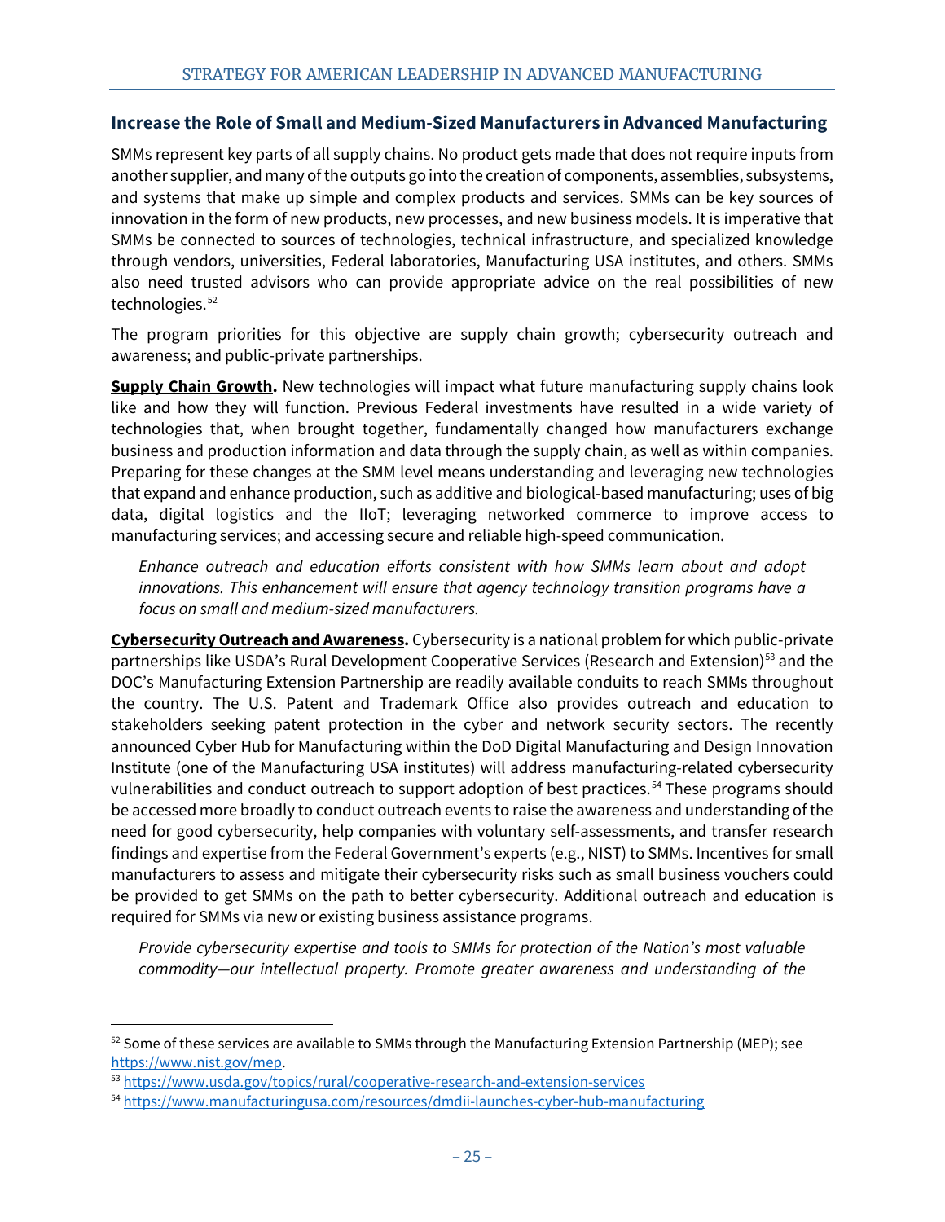### Increase the Role of Small and Medium-Sized Manufacturers in Advanced Manufacturing

SMMs represent key parts of all supply chains. No product gets made that does not require inputs from another supplier, and many of the outputs go into the creation of components, assemblies, subsystems, and systems that make up simple and complex products and services. SMMs can be key sources of innovation in the form of new products, new processes, and new business models. It is imperative that SMMs be connected to sources of technologies, technical infrastructure, and specialized knowledge through vendors, universities, Federal laboratories, Manufacturing USA institutes, and others. SMMs also need trusted advisors who can provide appropriate advice on the real possibilities of new technologies.[52]

The program priorities for this objective are supply chain growth; cybersecurity outreach and awareness; and public-private partnerships.

**Supply Chain Growth.** New technologies will impact what future manufacturing supply chains look like and how they will function. Previous Federal investments have resulted in a wide variety of technologies that, when brought together, fundamentally changed how manufacturers exchange business and production information and data through the supply chain, as well as within companies. Preparing for these changes at the SMM level means understanding and leveraging new technologies that expand and enhance production, such as additive and biological-based manufacturing; uses of big data, digital logistics and the IIoT; leveraging networked commerce to improve access to manufacturing services; and accessing secure and reliable high-speed communication.

*Enhance outreach and education efforts consistent with how SMMs learn about and adopt innovations. This enhancement will ensure that agency technology transition programs have a focus on small and medium-sized manufacturers.*

**Cybersecurity Outreach and Awareness.** Cybersecurity is a national problem for which public-private partnerships like USDA's Rural Development Cooperative Services (Research and Extension)[53] and the DOC's Manufacturing Extension Partnership are readily available conduits to reach SMMs throughout the country. The U.S. Patent and Trademark Office also provides outreach and education to stakeholders seeking patent protection in the cyber and network security sectors. The recently announced Cyber Hub for Manufacturing within the DoD Digital Manufacturing and Design Innovation Institute (one of the Manufacturing USA institutes) will address manufacturing-related cybersecurity vulnerabilities and conduct outreach to support adoption of best practices.[54] These programs should be accessed more broadly to conduct outreach events to raise the awareness and understanding of the need for good cybersecurity, help companies with voluntary self-assessments, and transfer research findings and expertise from the Federal Government's experts (e.g., NIST) to SMMs. Incentives for small manufacturers to assess and mitigate their cybersecurity risks such as small business vouchers could be provided to get SMMs on the path to better cybersecurity. Additional outreach and education is required for SMMs via new or existing business assistance programs.

*Provide cybersecurity expertise and tools to SMMs for protection of the Nation's most valuable commodity—our intellectual property. Promote greater awareness and understanding of the*

---

[52] Some of these services are available to SMMs through the Manufacturing Extension Partnership (MEP); see https://www.nist.gov/mep.

[53] https://www.usda.gov/topics/rural/cooperative-research-and-extension-services

[54] https://www.manufacturingusa.com/resources/dmdii-launches-cyber-hub-manufacturing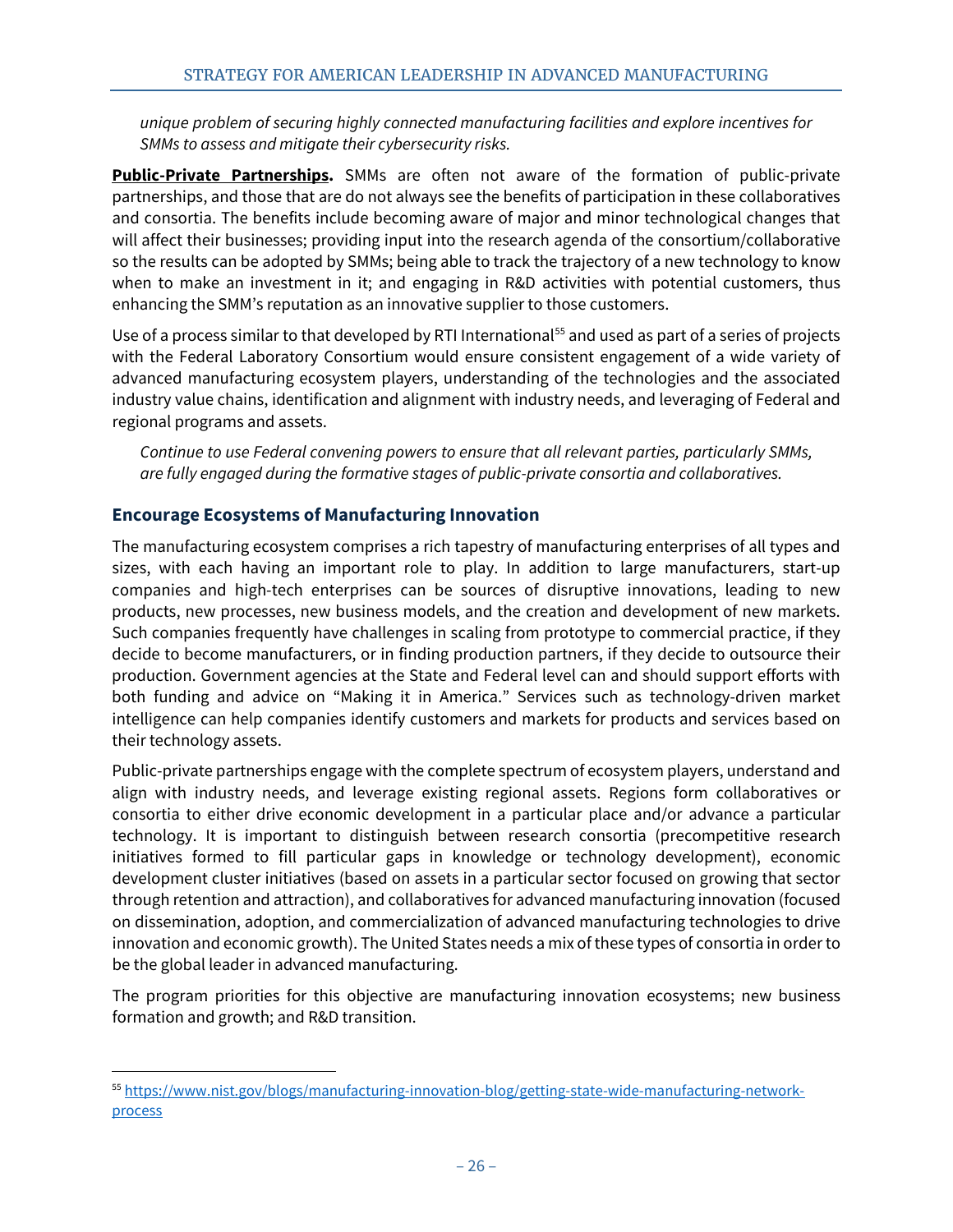*unique problem of securing highly connected manufacturing facilities and explore incentives for SMMs to assess and mitigate their cybersecurity risks.*

**Public-Private Partnerships.** SMMs are often not aware of the formation of public-private partnerships, and those that are do not always see the benefits of participation in these collaboratives and consortia. The benefits include becoming aware of major and minor technological changes that will affect their businesses; providing input into the research agenda of the consortium/collaborative so the results can be adopted by SMMs; being able to track the trajectory of a new technology to know when to make an investment in it; and engaging in R&D activities with potential customers, thus enhancing the SMM's reputation as an innovative supplier to those customers.

Use of a process similar to that developed by RTI International[55] and used as part of a series of projects with the Federal Laboratory Consortium would ensure consistent engagement of a wide variety of advanced manufacturing ecosystem players, understanding of the technologies and the associated industry value chains, identification and alignment with industry needs, and leveraging of Federal and regional programs and assets.

*Continue to use Federal convening powers to ensure that all relevant parties, particularly SMMs, are fully engaged during the formative stages of public-private consortia and collaboratives.*

### Encourage Ecosystems of Manufacturing Innovation

The manufacturing ecosystem comprises a rich tapestry of manufacturing enterprises of all types and sizes, with each having an important role to play. In addition to large manufacturers, start-up companies and high-tech enterprises can be sources of disruptive innovations, leading to new products, new processes, new business models, and the creation and development of new markets. Such companies frequently have challenges in scaling from prototype to commercial practice, if they decide to become manufacturers, or in finding production partners, if they decide to outsource their production. Government agencies at the State and Federal level can and should support efforts with both funding and advice on "Making it in America." Services such as technology-driven market intelligence can help companies identify customers and markets for products and services based on their technology assets.

Public-private partnerships engage with the complete spectrum of ecosystem players, understand and align with industry needs, and leverage existing regional assets. Regions form collaboratives or consortia to either drive economic development in a particular place and/or advance a particular technology. It is important to distinguish between research consortia (precompetitive research initiatives formed to fill particular gaps in knowledge or technology development), economic development cluster initiatives (based on assets in a particular sector focused on growing that sector through retention and attraction), and collaboratives for advanced manufacturing innovation (focused on dissemination, adoption, and commercialization of advanced manufacturing technologies to drive innovation and economic growth). The United States needs a mix of these types of consortia in order to be the global leader in advanced manufacturing.

The program priorities for this objective are manufacturing innovation ecosystems; new business formation and growth; and R&D transition.

---

[55] https://www.nist.gov/blogs/manufacturing-innovation-blog/getting-state-wide-manufacturing-network-process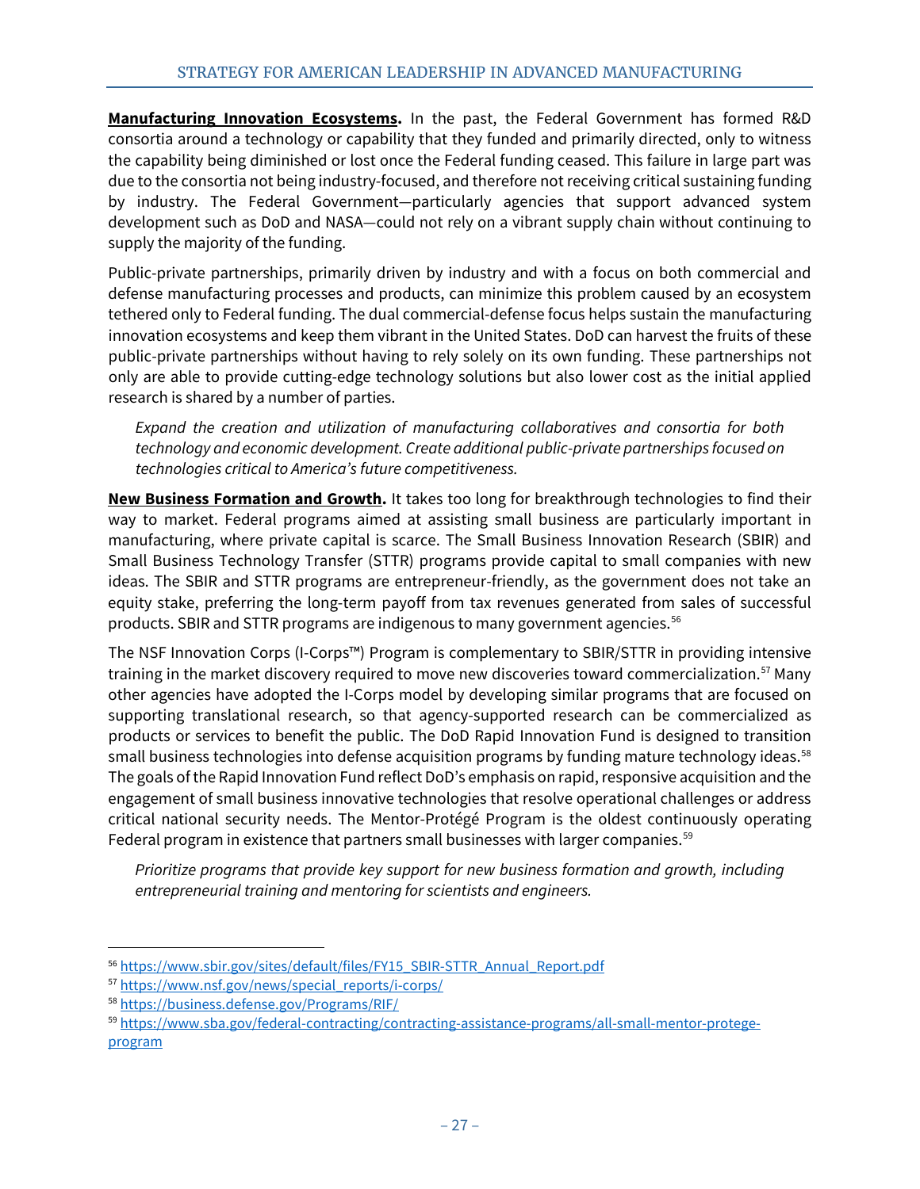**Manufacturing Innovation Ecosystems.** In the past, the Federal Government has formed R&D consortia around a technology or capability that they funded and primarily directed, only to witness the capability being diminished or lost once the Federal funding ceased. This failure in large part was due to the consortia not being industry-focused, and therefore not receiving critical sustaining funding by industry. The Federal Government—particularly agencies that support advanced system development such as DoD and NASA—could not rely on a vibrant supply chain without continuing to supply the majority of the funding.

Public-private partnerships, primarily driven by industry and with a focus on both commercial and defense manufacturing processes and products, can minimize this problem caused by an ecosystem tethered only to Federal funding. The dual commercial-defense focus helps sustain the manufacturing innovation ecosystems and keep them vibrant in the United States. DoD can harvest the fruits of these public-private partnerships without having to rely solely on its own funding. These partnerships not only are able to provide cutting-edge technology solutions but also lower cost as the initial applied research is shared by a number of parties.

*Expand the creation and utilization of manufacturing collaboratives and consortia for both technology and economic development. Create additional public-private partnerships focused on technologies critical to America's future competitiveness.*

**New Business Formation and Growth.** It takes too long for breakthrough technologies to find their way to market. Federal programs aimed at assisting small business are particularly important in manufacturing, where private capital is scarce. The Small Business Innovation Research (SBIR) and Small Business Technology Transfer (STTR) programs provide capital to small companies with new ideas. The SBIR and STTR programs are entrepreneur-friendly, as the government does not take an equity stake, preferring the long-term payoff from tax revenues generated from sales of successful products. SBIR and STTR programs are indigenous to many government agencies.[56]

The NSF Innovation Corps (I-Corps™) Program is complementary to SBIR/STTR in providing intensive training in the market discovery required to move new discoveries toward commercialization.[57] Many other agencies have adopted the I-Corps model by developing similar programs that are focused on supporting translational research, so that agency-supported research can be commercialized as products or services to benefit the public. The DoD Rapid Innovation Fund is designed to transition small business technologies into defense acquisition programs by funding mature technology ideas.[58] The goals of the Rapid Innovation Fund reflect DoD's emphasis on rapid, responsive acquisition and the engagement of small business innovative technologies that resolve operational challenges or address critical national security needs. The Mentor-Protégé Program is the oldest continuously operating Federal program in existence that partners small businesses with larger companies.[59]

*Prioritize programs that provide key support for new business formation and growth, including entrepreneurial training and mentoring for scientists and engineers.*

---

[56] https://www.sbir.gov/sites/default/files/FY15_SBIR-STTR_Annual_Report.pdf

[57] https://www.nsf.gov/news/special_reports/i-corps/

[58] https://business.defense.gov/Programs/RIF/

[59] https://www.sba.gov/federal-contracting/contracting-assistance-programs/all-small-mentor-protege-program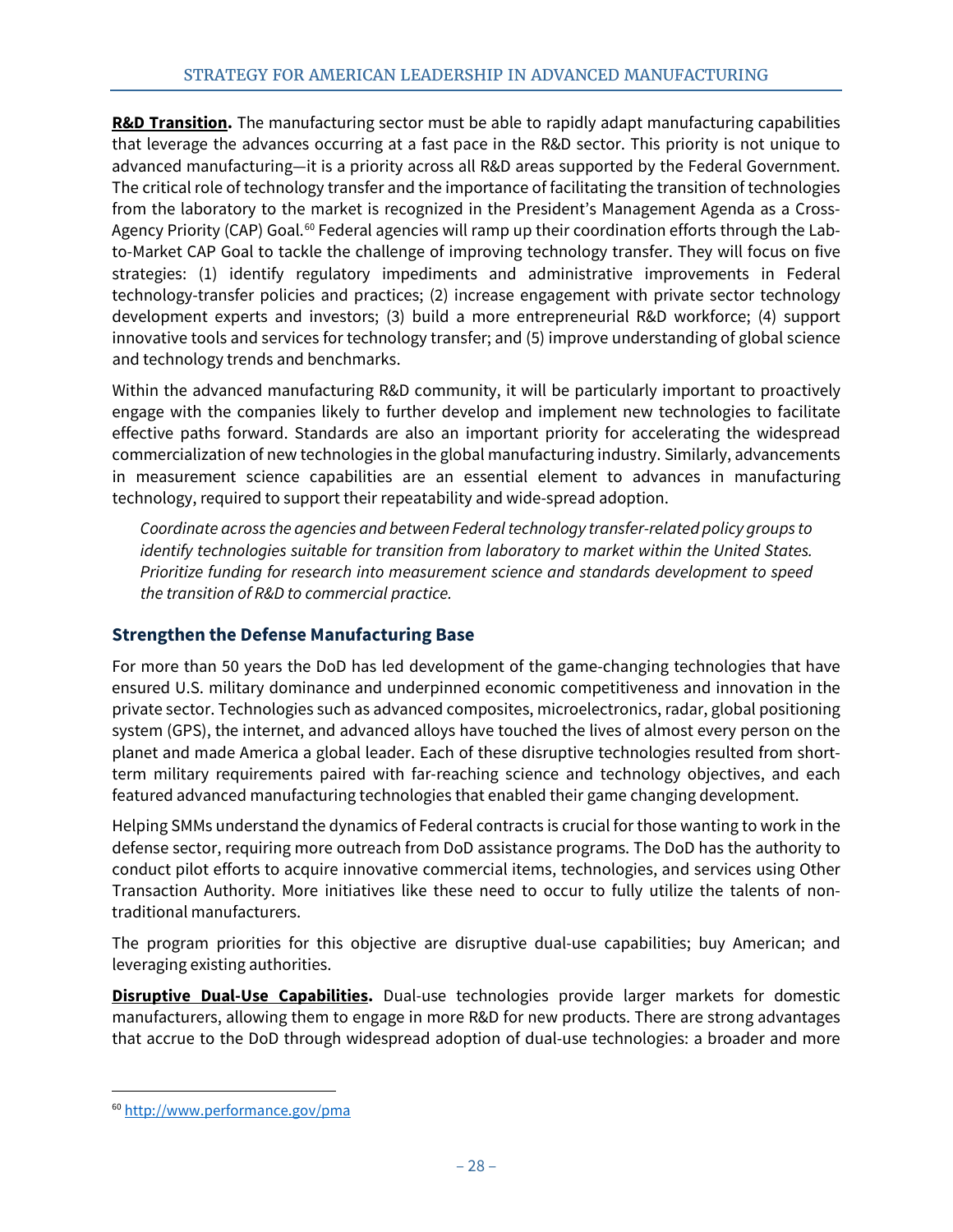**R&D Transition.** The manufacturing sector must be able to rapidly adapt manufacturing capabilities that leverage the advances occurring at a fast pace in the R&D sector. This priority is not unique to advanced manufacturing—it is a priority across all R&D areas supported by the Federal Government. The critical role of technology transfer and the importance of facilitating the transition of technologies from the laboratory to the market is recognized in the President's Management Agenda as a Cross-Agency Priority (CAP) Goal.[60] Federal agencies will ramp up their coordination efforts through the Lab-to-Market CAP Goal to tackle the challenge of improving technology transfer. They will focus on five strategies: (1) identify regulatory impediments and administrative improvements in Federal technology-transfer policies and practices; (2) increase engagement with private sector technology development experts and investors; (3) build a more entrepreneurial R&D workforce; (4) support innovative tools and services for technology transfer; and (5) improve understanding of global science and technology trends and benchmarks.

Within the advanced manufacturing R&D community, it will be particularly important to proactively engage with the companies likely to further develop and implement new technologies to facilitate effective paths forward. Standards are also an important priority for accelerating the widespread commercialization of new technologies in the global manufacturing industry. Similarly, advancements in measurement science capabilities are an essential element to advances in manufacturing technology, required to support their repeatability and wide-spread adoption.

> *Coordinate across the agencies and between Federal technology transfer-related policy groups to identify technologies suitable for transition from laboratory to market within the United States. Prioritize funding for research into measurement science and standards development to speed the transition of R&D to commercial practice.*

## Strengthen the Defense Manufacturing Base

For more than 50 years the DoD has led development of the game-changing technologies that have ensured U.S. military dominance and underpinned economic competitiveness and innovation in the private sector. Technologies such as advanced composites, microelectronics, radar, global positioning system (GPS), the internet, and advanced alloys have touched the lives of almost every person on the planet and made America a global leader. Each of these disruptive technologies resulted from short-term military requirements paired with far-reaching science and technology objectives, and each featured advanced manufacturing technologies that enabled their game changing development.

Helping SMMs understand the dynamics of Federal contracts is crucial for those wanting to work in the defense sector, requiring more outreach from DoD assistance programs. The DoD has the authority to conduct pilot efforts to acquire innovative commercial items, technologies, and services using Other Transaction Authority. More initiatives like these need to occur to fully utilize the talents of non-traditional manufacturers.

The program priorities for this objective are disruptive dual-use capabilities; buy American; and leveraging existing authorities.

**Disruptive Dual-Use Capabilities.** Dual-use technologies provide larger markets for domestic manufacturers, allowing them to engage in more R&D for new products. There are strong advantages that accrue to the DoD through widespread adoption of dual-use technologies: a broader and more

[60] http://www.performance.gov/pma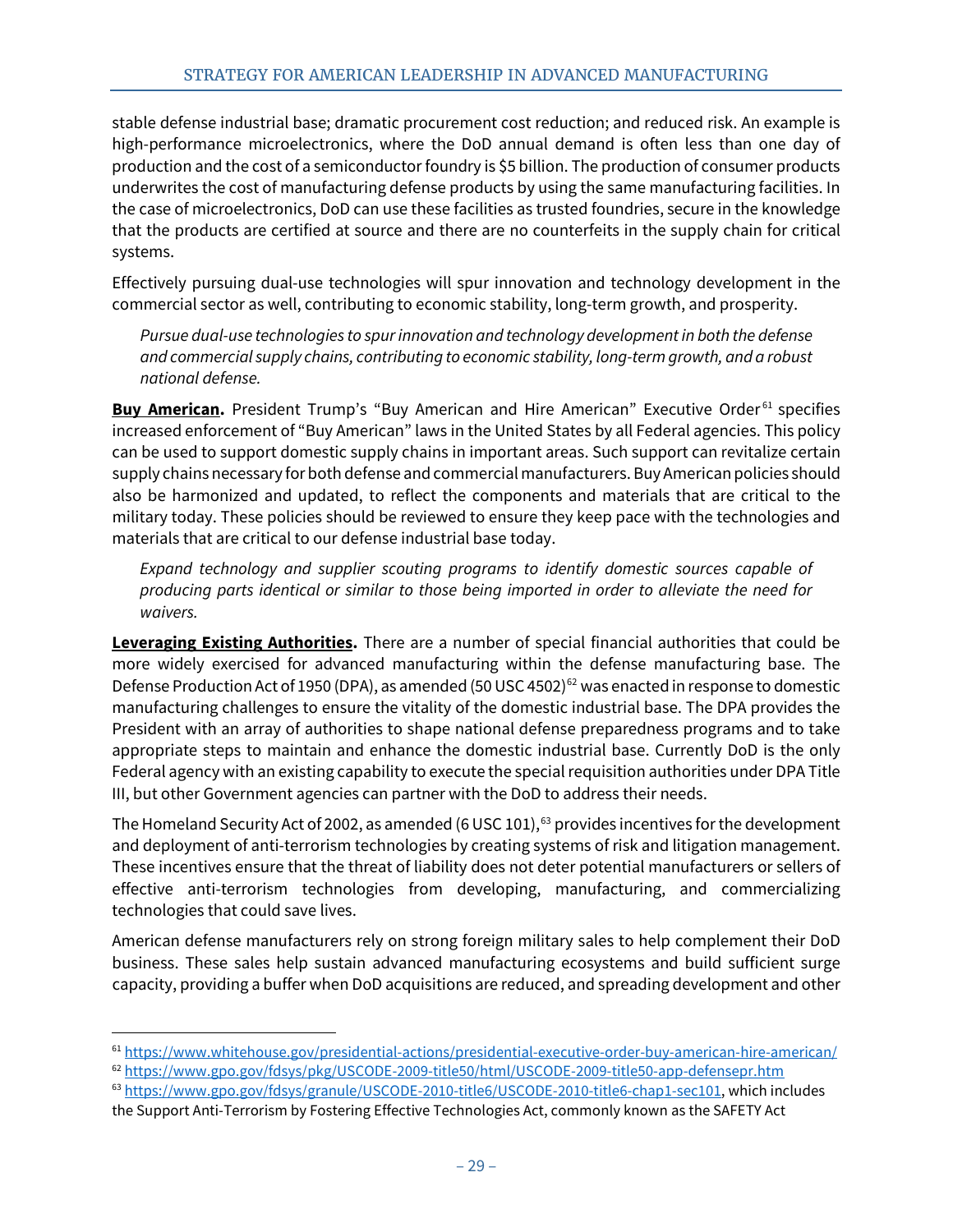stable defense industrial base; dramatic procurement cost reduction; and reduced risk. An example is high-performance microelectronics, where the DoD annual demand is often less than one day of production and the cost of a semiconductor foundry is $5 billion. The production of consumer products underwrites the cost of manufacturing defense products by using the same manufacturing facilities. In the case of microelectronics, DoD can use these facilities as trusted foundries, secure in the knowledge that the products are certified at source and there are no counterfeits in the supply chain for critical systems.

Effectively pursuing dual-use technologies will spur innovation and technology development in the commercial sector as well, contributing to economic stability, long-term growth, and prosperity.

*Pursue dual-use technologies to spur innovation and technology development in both the defense and commercial supply chains, contributing to economic stability, long-term growth, and a robust national defense.*

**Buy American.** President Trump's "Buy American and Hire American" Executive Order[61] specifies increased enforcement of "Buy American" laws in the United States by all Federal agencies. This policy can be used to support domestic supply chains in important areas. Such support can revitalize certain supply chains necessary for both defense and commercial manufacturers. Buy American policies should also be harmonized and updated, to reflect the components and materials that are critical to the military today. These policies should be reviewed to ensure they keep pace with the technologies and materials that are critical to our defense industrial base today.

*Expand technology and supplier scouting programs to identify domestic sources capable of producing parts identical or similar to those being imported in order to alleviate the need for waivers.*

**Leveraging Existing Authorities.** There are a number of special financial authorities that could be more widely exercised for advanced manufacturing within the defense manufacturing base. The Defense Production Act of 1950 (DPA), as amended (50 USC 4502)[62] was enacted in response to domestic manufacturing challenges to ensure the vitality of the domestic industrial base. The DPA provides the President with an array of authorities to shape national defense preparedness programs and to take appropriate steps to maintain and enhance the domestic industrial base. Currently DoD is the only Federal agency with an existing capability to execute the special requisition authorities under DPA Title III, but other Government agencies can partner with the DoD to address their needs.

The Homeland Security Act of 2002, as amended (6 USC 101),[63] provides incentives for the development and deployment of anti-terrorism technologies by creating systems of risk and litigation management. These incentives ensure that the threat of liability does not deter potential manufacturers or sellers of effective anti-terrorism technologies from developing, manufacturing, and commercializing technologies that could save lives.

American defense manufacturers rely on strong foreign military sales to help complement their DoD business. These sales help sustain advanced manufacturing ecosystems and build sufficient surge capacity, providing a buffer when DoD acquisitions are reduced, and spreading development and other

---

[61] https://www.whitehouse.gov/presidential-actions/presidential-executive-order-buy-american-hire-american/

[62] https://www.gpo.gov/fdsys/pkg/USCODE-2009-title50/html/USCODE-2009-title50-app-defensepr.htm

[63] https://www.gpo.gov/fdsys/granule/USCODE-2010-title6/USCODE-2010-title6-chap1-sec101, which includes the Support Anti-Terrorism by Fostering Effective Technologies Act, commonly known as the SAFETY Act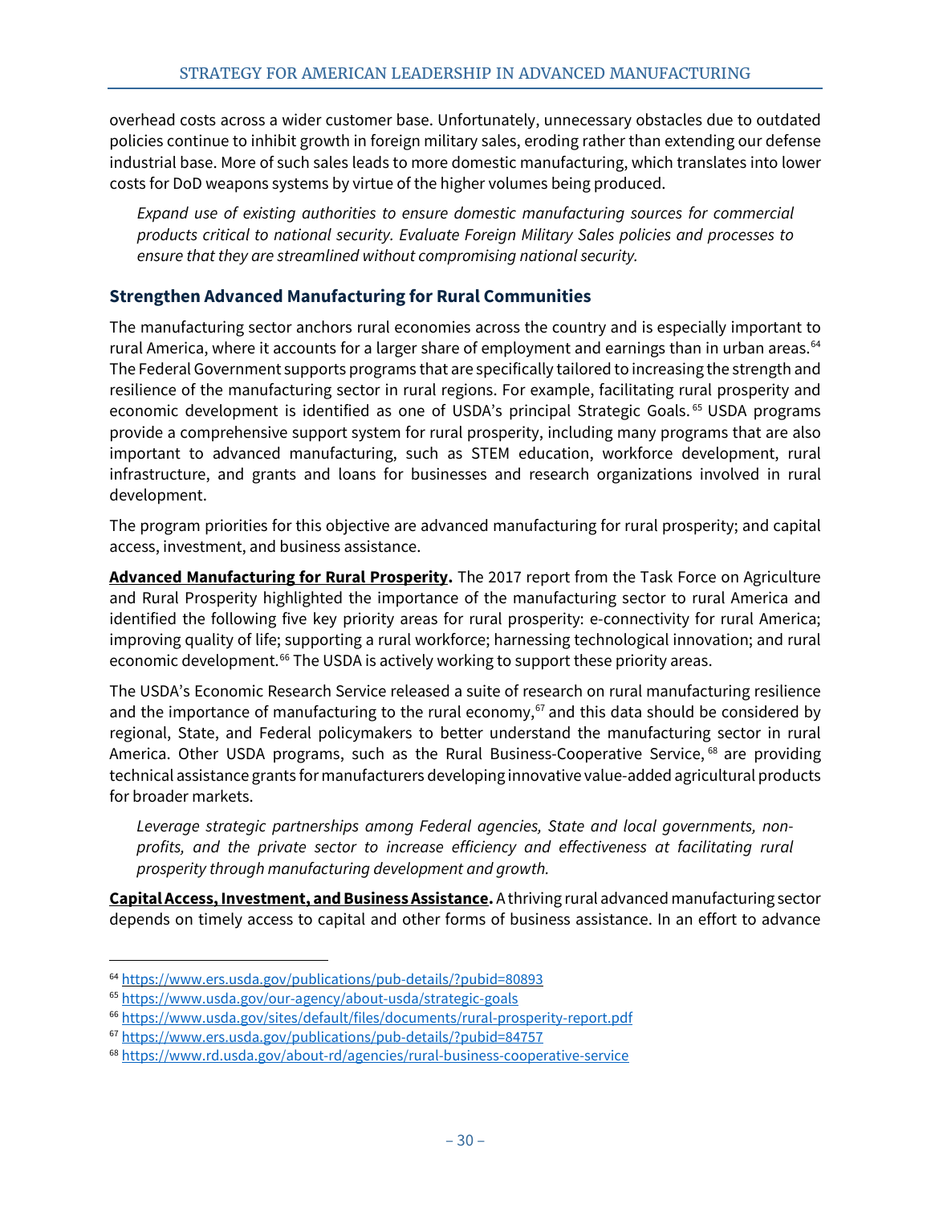overhead costs across a wider customer base. Unfortunately, unnecessary obstacles due to outdated policies continue to inhibit growth in foreign military sales, eroding rather than extending our defense industrial base. More of such sales leads to more domestic manufacturing, which translates into lower costs for DoD weapons systems by virtue of the higher volumes being produced.

*Expand use of existing authorities to ensure domestic manufacturing sources for commercial products critical to national security. Evaluate Foreign Military Sales policies and processes to ensure that they are streamlined without compromising national security.*

## Strengthen Advanced Manufacturing for Rural Communities

The manufacturing sector anchors rural economies across the country and is especially important to rural America, where it accounts for a larger share of employment and earnings than in urban areas.[64] The Federal Government supports programs that are specifically tailored to increasing the strength and resilience of the manufacturing sector in rural regions. For example, facilitating rural prosperity and economic development is identified as one of USDA's principal Strategic Goals.[65] USDA programs provide a comprehensive support system for rural prosperity, including many programs that are also important to advanced manufacturing, such as STEM education, workforce development, rural infrastructure, and grants and loans for businesses and research organizations involved in rural development.

The program priorities for this objective are advanced manufacturing for rural prosperity; and capital access, investment, and business assistance.

**Advanced Manufacturing for Rural Prosperity.** The 2017 report from the Task Force on Agriculture and Rural Prosperity highlighted the importance of the manufacturing sector to rural America and identified the following five key priority areas for rural prosperity: e-connectivity for rural America; improving quality of life; supporting a rural workforce; harnessing technological innovation; and rural economic development.[66] The USDA is actively working to support these priority areas.

The USDA's Economic Research Service released a suite of research on rural manufacturing resilience and the importance of manufacturing to the rural economy,[67] and this data should be considered by regional, State, and Federal policymakers to better understand the manufacturing sector in rural America. Other USDA programs, such as the Rural Business-Cooperative Service,[68] are providing technical assistance grants for manufacturers developing innovative value-added agricultural products for broader markets.

*Leverage strategic partnerships among Federal agencies, State and local governments, non-profits, and the private sector to increase efficiency and effectiveness at facilitating rural prosperity through manufacturing development and growth.*

**Capital Access, Investment, and Business Assistance.** A thriving rural advanced manufacturing sector depends on timely access to capital and other forms of business assistance. In an effort to advance

---

[64] https://www.ers.usda.gov/publications/pub-details/?pubid=80893
[65] https://www.usda.gov/our-agency/about-usda/strategic-goals
[66] https://www.usda.gov/sites/default/files/documents/rural-prosperity-report.pdf
[67] https://www.ers.usda.gov/publications/pub-details/?pubid=84757
[68] https://www.rd.usda.gov/about-rd/agencies/rural-business-cooperative-service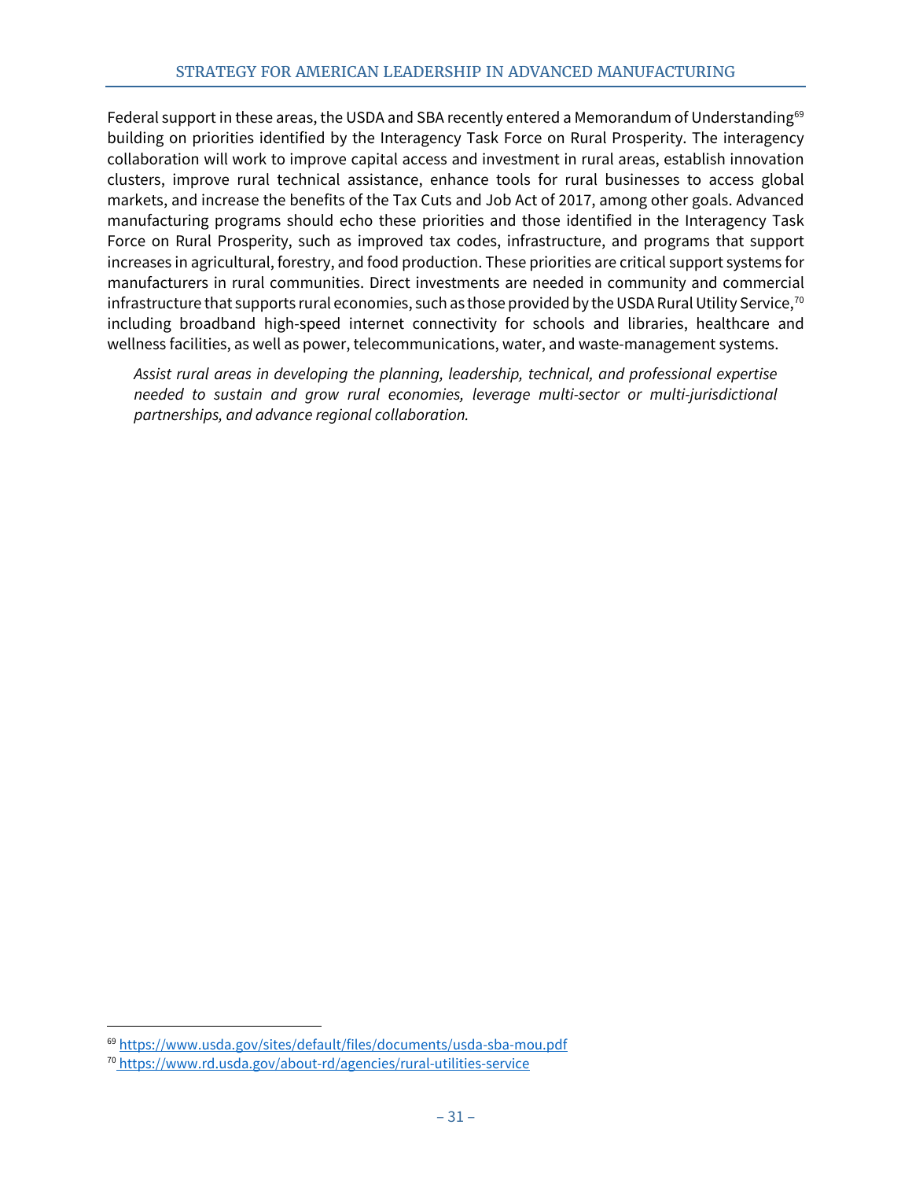Federal support in these areas, the USDA and SBA recently entered a Memorandum of Understanding[69] building on priorities identified by the Interagency Task Force on Rural Prosperity. The interagency collaboration will work to improve capital access and investment in rural areas, establish innovation clusters, improve rural technical assistance, enhance tools for rural businesses to access global markets, and increase the benefits of the Tax Cuts and Job Act of 2017, among other goals. Advanced manufacturing programs should echo these priorities and those identified in the Interagency Task Force on Rural Prosperity, such as improved tax codes, infrastructure, and programs that support increases in agricultural, forestry, and food production. These priorities are critical support systems for manufacturers in rural communities. Direct investments are needed in community and commercial infrastructure that supports rural economies, such as those provided by the USDA Rural Utility Service,[70] including broadband high-speed internet connectivity for schools and libraries, healthcare and wellness facilities, as well as power, telecommunications, water, and waste-management systems.

*Assist rural areas in developing the planning, leadership, technical, and professional expertise needed to sustain and grow rural economies, leverage multi-sector or multi-jurisdictional partnerships, and advance regional collaboration.*

[69] https://www.usda.gov/sites/default/files/documents/usda-sba-mou.pdf

[70] https://www.rd.usda.gov/about-rd/agencies/rural-utilities-service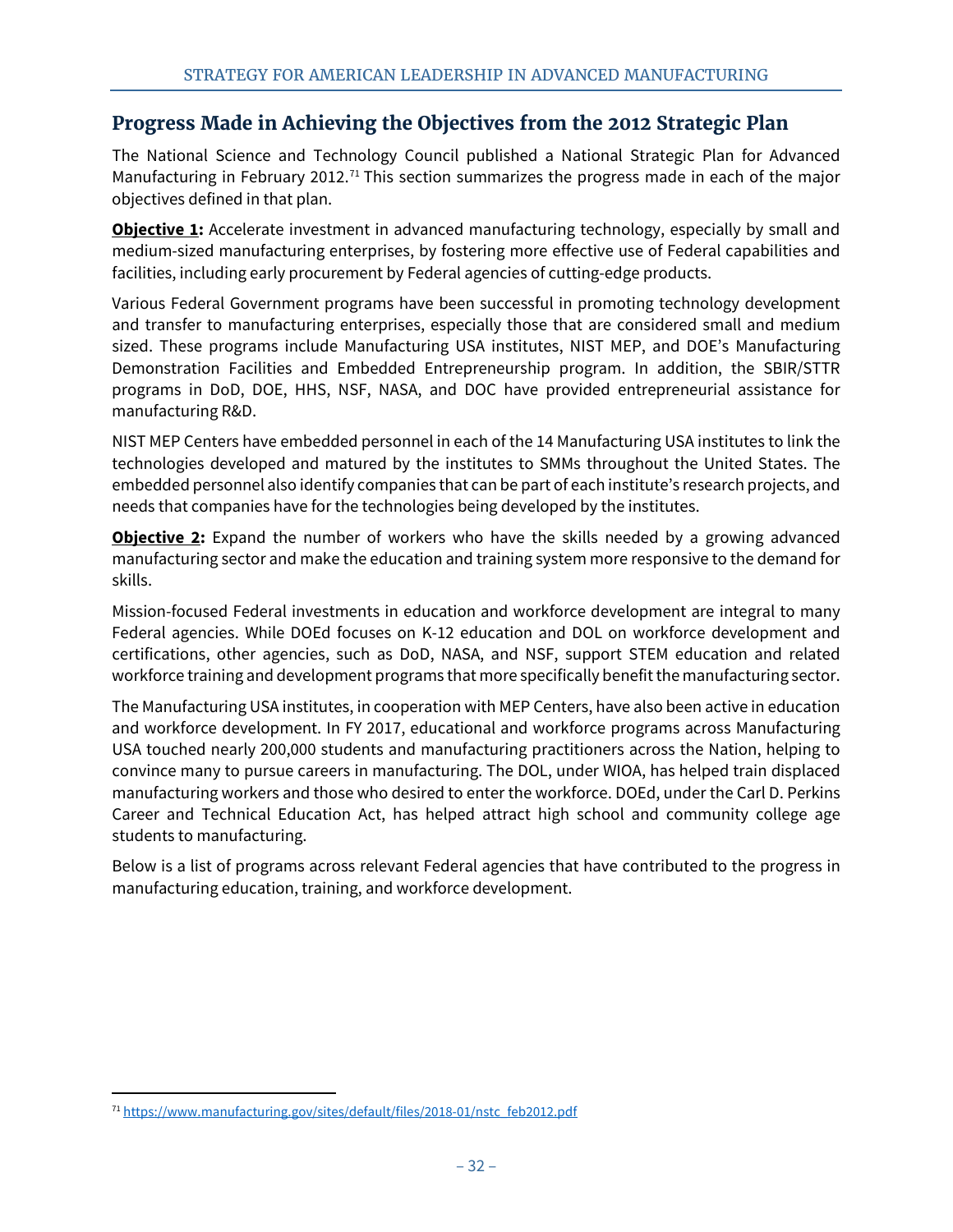## Progress Made in Achieving the Objectives from the 2012 Strategic Plan

The National Science and Technology Council published a National Strategic Plan for Advanced Manufacturing in February 2012.[71] This section summarizes the progress made in each of the major objectives defined in that plan.

**Objective 1:** Accelerate investment in advanced manufacturing technology, especially by small and medium-sized manufacturing enterprises, by fostering more effective use of Federal capabilities and facilities, including early procurement by Federal agencies of cutting-edge products.

Various Federal Government programs have been successful in promoting technology development and transfer to manufacturing enterprises, especially those that are considered small and medium sized. These programs include Manufacturing USA institutes, NIST MEP, and DOE's Manufacturing Demonstration Facilities and Embedded Entrepreneurship program. In addition, the SBIR/STTR programs in DoD, DOE, HHS, NSF, NASA, and DOC have provided entrepreneurial assistance for manufacturing R&D.

NIST MEP Centers have embedded personnel in each of the 14 Manufacturing USA institutes to link the technologies developed and matured by the institutes to SMMs throughout the United States. The embedded personnel also identify companies that can be part of each institute's research projects, and needs that companies have for the technologies being developed by the institutes.

**Objective 2:** Expand the number of workers who have the skills needed by a growing advanced manufacturing sector and make the education and training system more responsive to the demand for skills.

Mission-focused Federal investments in education and workforce development are integral to many Federal agencies. While DOEd focuses on K-12 education and DOL on workforce development and certifications, other agencies, such as DoD, NASA, and NSF, support STEM education and related workforce training and development programs that more specifically benefit the manufacturing sector.

The Manufacturing USA institutes, in cooperation with MEP Centers, have also been active in education and workforce development. In FY 2017, educational and workforce programs across Manufacturing USA touched nearly 200,000 students and manufacturing practitioners across the Nation, helping to convince many to pursue careers in manufacturing. The DOL, under WIOA, has helped train displaced manufacturing workers and those who desired to enter the workforce. DOEd, under the Carl D. Perkins Career and Technical Education Act, has helped attract high school and community college age students to manufacturing.

Below is a list of programs across relevant Federal agencies that have contributed to the progress in manufacturing education, training, and workforce development.

[71] https://www.manufacturing.gov/sites/default/files/2018-01/nstc_feb2012.pdf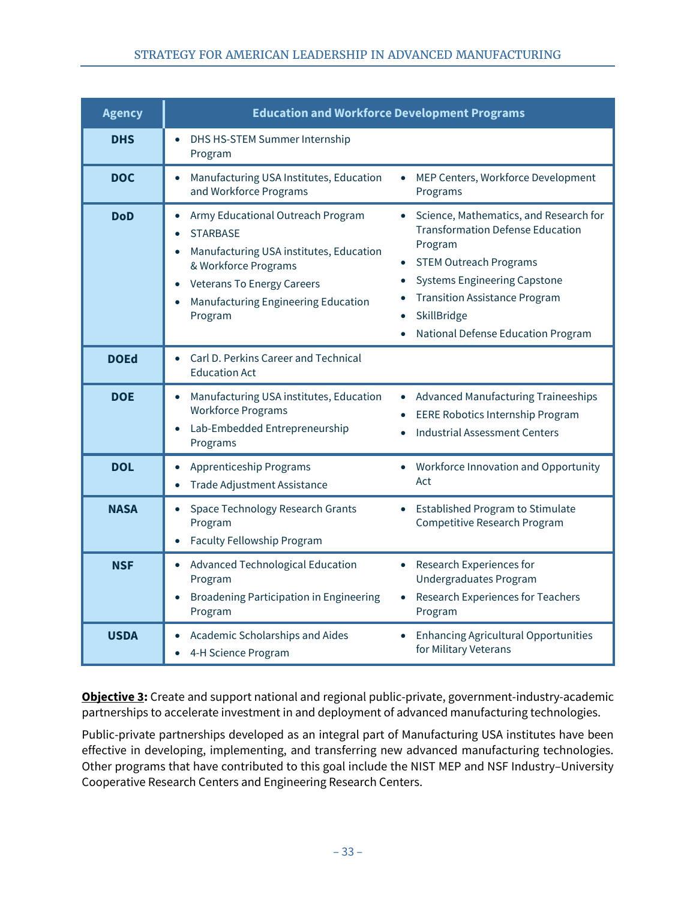| Agency | Education and Workforce Development Programs |
|---|---|
| **DHS** | • DHS HS-STEM Summer Internship Program |
| **DOC** | • Manufacturing USA Institutes, Education and Workforce Programs<br>• MEP Centers, Workforce Development Programs |
| **DoD** | • Army Educational Outreach Program<br>• STARBASE<br>• Manufacturing USA institutes, Education & Workforce Programs<br>• Veterans To Energy Careers<br>• Manufacturing Engineering Education Program<br>• Science, Mathematics, and Research for Transformation Defense Education Program<br>• STEM Outreach Programs<br>• Systems Engineering Capstone<br>• Transition Assistance Program<br>• SkillBridge<br>• National Defense Education Program |
| **DOEd** | • Carl D. Perkins Career and Technical Education Act |
| **DOE** | • Manufacturing USA institutes, Education Workforce Programs<br>• Lab-Embedded Entrepreneurship Programs<br>• Advanced Manufacturing Traineeships<br>• EERE Robotics Internship Program<br>• Industrial Assessment Centers |
| **DOL** | • Apprenticeship Programs<br>• Trade Adjustment Assistance<br>• Workforce Innovation and Opportunity Act |
| **NASA** | • Space Technology Research Grants Program<br>• Faculty Fellowship Program<br>• Established Program to Stimulate Competitive Research Program |
| **NSF** | • Advanced Technological Education Program<br>• Broadening Participation in Engineering Program<br>• Research Experiences for Undergraduates Program<br>• Research Experiences for Teachers Program |
| **USDA** | • Academic Scholarships and Aides<br>• 4-H Science Program<br>• Enhancing Agricultural Opportunities for Military Veterans |

**<u>Objective 3</u>:** Create and support national and regional public-private, government-industry-academic partnerships to accelerate investment in and deployment of advanced manufacturing technologies.

Public-private partnerships developed as an integral part of Manufacturing USA institutes have been effective in developing, implementing, and transferring new advanced manufacturing technologies. Other programs that have contributed to this goal include the NIST MEP and NSF Industry–University Cooperative Research Centers and Engineering Research Centers.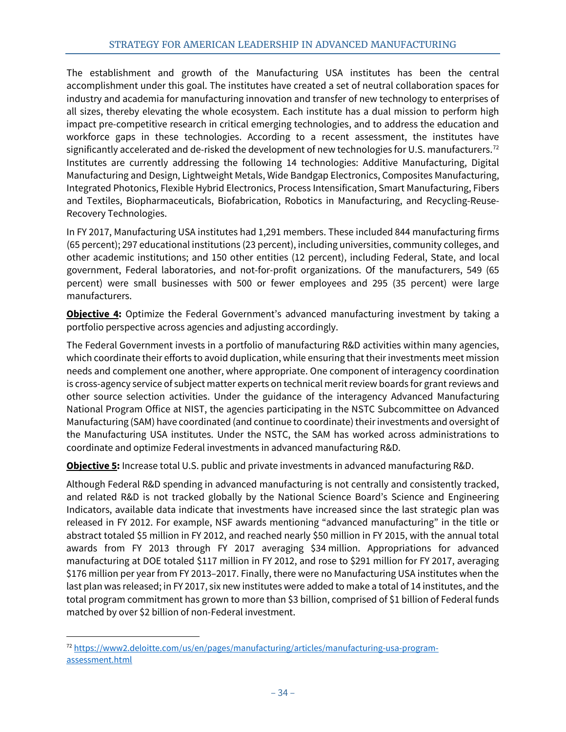The establishment and growth of the Manufacturing USA institutes has been the central accomplishment under this goal. The institutes have created a set of neutral collaboration spaces for industry and academia for manufacturing innovation and transfer of new technology to enterprises of all sizes, thereby elevating the whole ecosystem. Each institute has a dual mission to perform high impact pre-competitive research in critical emerging technologies, and to address the education and workforce gaps in these technologies. According to a recent assessment, the institutes have significantly accelerated and de-risked the development of new technologies for U.S. manufacturers.[72] Institutes are currently addressing the following 14 technologies: Additive Manufacturing, Digital Manufacturing and Design, Lightweight Metals, Wide Bandgap Electronics, Composites Manufacturing, Integrated Photonics, Flexible Hybrid Electronics, Process Intensification, Smart Manufacturing, Fibers and Textiles, Biopharmaceuticals, Biofabrication, Robotics in Manufacturing, and Recycling-Reuse-Recovery Technologies.

In FY 2017, Manufacturing USA institutes had 1,291 members. These included 844 manufacturing firms (65 percent); 297 educational institutions (23 percent), including universities, community colleges, and other academic institutions; and 150 other entities (12 percent), including Federal, State, and local government, Federal laboratories, and not-for-profit organizations. Of the manufacturers, 549 (65 percent) were small businesses with 500 or fewer employees and 295 (35 percent) were large manufacturers.

**Objective 4:** Optimize the Federal Government's advanced manufacturing investment by taking a portfolio perspective across agencies and adjusting accordingly.

The Federal Government invests in a portfolio of manufacturing R&D activities within many agencies, which coordinate their efforts to avoid duplication, while ensuring that their investments meet mission needs and complement one another, where appropriate. One component of interagency coordination is cross-agency service of subject matter experts on technical merit review boards for grant reviews and other source selection activities. Under the guidance of the interagency Advanced Manufacturing National Program Office at NIST, the agencies participating in the NSTC Subcommittee on Advanced Manufacturing (SAM) have coordinated (and continue to coordinate) their investments and oversight of the Manufacturing USA institutes. Under the NSTC, the SAM has worked across administrations to coordinate and optimize Federal investments in advanced manufacturing R&D.

**Objective 5:** Increase total U.S. public and private investments in advanced manufacturing R&D.

Although Federal R&D spending in advanced manufacturing is not centrally and consistently tracked, and related R&D is not tracked globally by the National Science Board's Science and Engineering Indicators, available data indicate that investments have increased since the last strategic plan was released in FY 2012. For example, NSF awards mentioning "advanced manufacturing" in the title or abstract totaled $5 million in FY 2012, and reached nearly $50 million in FY 2015, with the annual total awards from FY 2013 through FY 2017 averaging $34 million. Appropriations for advanced manufacturing at DOE totaled $117 million in FY 2012, and rose to $291 million for FY 2017, averaging $176 million per year from FY 2013–2017. Finally, there were no Manufacturing USA institutes when the last plan was released; in FY 2017, six new institutes were added to make a total of 14 institutes, and the total program commitment has grown to more than $3 billion, comprised of $1 billion of Federal funds matched by over $2 billion of non-Federal investment.

[72] https://www2.deloitte.com/us/en/pages/manufacturing/articles/manufacturing-usa-program-assessment.html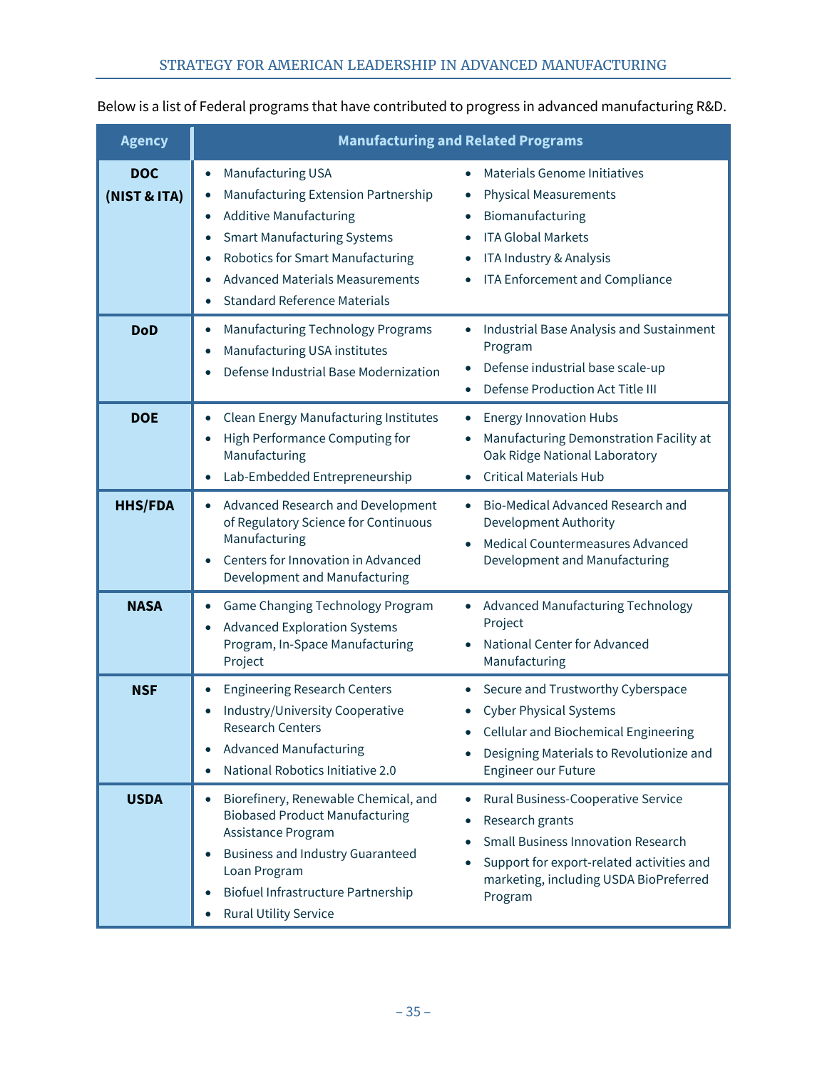Below is a list of Federal programs that have contributed to progress in advanced manufacturing R&D.

| Agency | Manufacturing and Related Programs |
|---|---|
| **DOC (NIST & ITA)** | • Manufacturing USA<br>• Manufacturing Extension Partnership<br>• Additive Manufacturing<br>• Smart Manufacturing Systems<br>• Robotics for Smart Manufacturing<br>• Advanced Materials Measurements<br>• Standard Reference Materials<br>• Materials Genome Initiatives<br>• Physical Measurements<br>• Biomanufacturing<br>• ITA Global Markets<br>• ITA Industry & Analysis<br>• ITA Enforcement and Compliance |
| **DoD** | • Manufacturing Technology Programs<br>• Manufacturing USA institutes<br>• Defense Industrial Base Modernization<br>• Industrial Base Analysis and Sustainment Program<br>• Defense industrial base scale-up<br>• Defense Production Act Title III |
| **DOE** | • Clean Energy Manufacturing Institutes<br>• High Performance Computing for Manufacturing<br>• Lab-Embedded Entrepreneurship<br>• Energy Innovation Hubs<br>• Manufacturing Demonstration Facility at Oak Ridge National Laboratory<br>• Critical Materials Hub |
| **HHS/FDA** | • Advanced Research and Development of Regulatory Science for Continuous Manufacturing<br>• Centers for Innovation in Advanced Development and Manufacturing<br>• Bio-Medical Advanced Research and Development Authority<br>• Medical Countermeasures Advanced Development and Manufacturing |
| **NASA** | • Game Changing Technology Program<br>• Advanced Exploration Systems Program, In-Space Manufacturing Project<br>• Advanced Manufacturing Technology Project<br>• National Center for Advanced Manufacturing |
| **NSF** | • Engineering Research Centers<br>• Industry/University Cooperative Research Centers<br>• Advanced Manufacturing<br>• National Robotics Initiative 2.0<br>• Secure and Trustworthy Cyberspace<br>• Cyber Physical Systems<br>• Cellular and Biochemical Engineering<br>• Designing Materials to Revolutionize and Engineer our Future |
| **USDA** | • Biorefinery, Renewable Chemical, and Biobased Product Manufacturing Assistance Program<br>• Business and Industry Guaranteed Loan Program<br>• Biofuel Infrastructure Partnership<br>• Rural Utility Service<br>• Rural Business-Cooperative Service<br>• Research grants<br>• Small Business Innovation Research<br>• Support for export-related activities and marketing, including USDA BioPreferred Program |